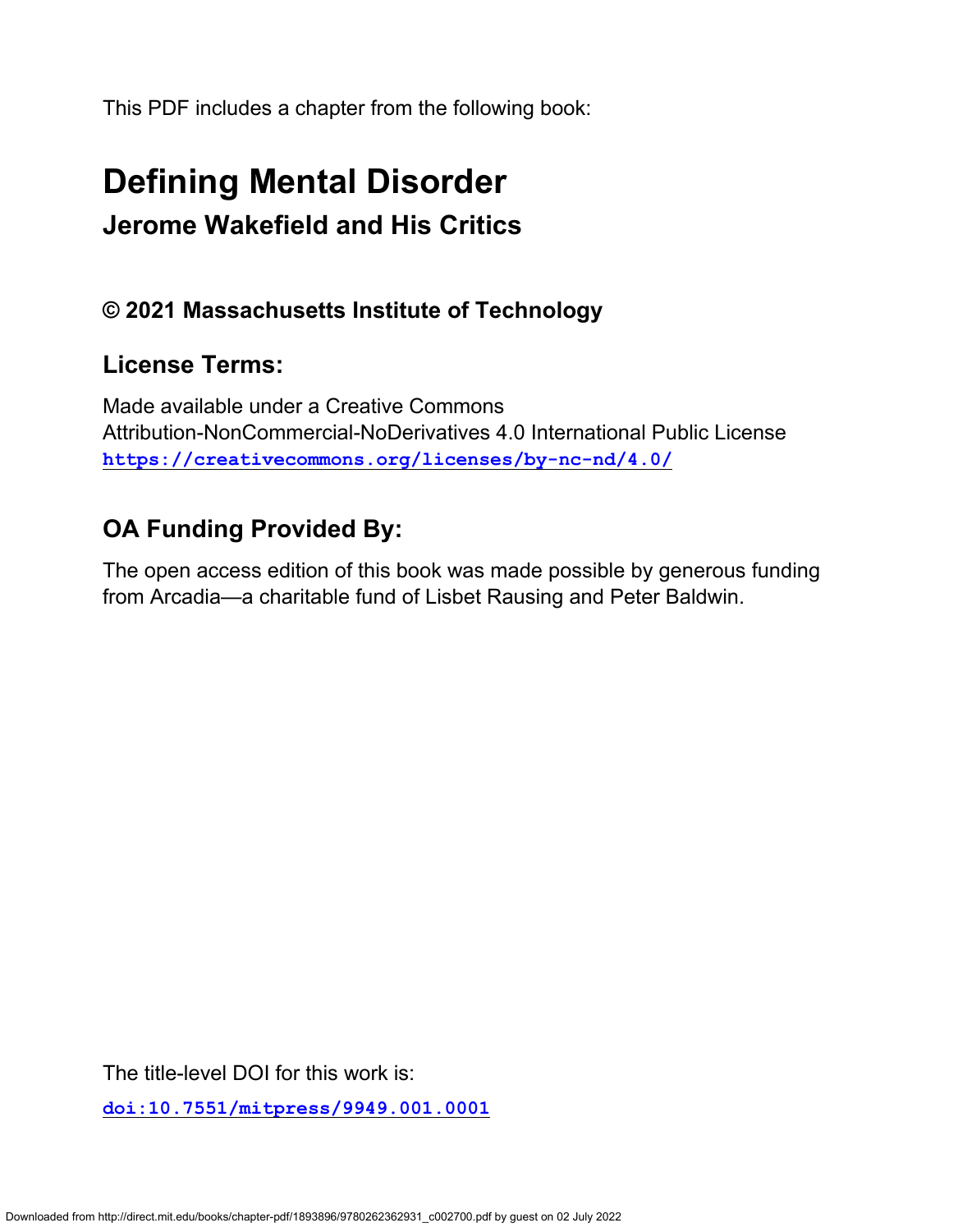This PDF includes a chapter from the following book:

# Defining Mental Disorder

## Jerome Wakefield and His Critics

### © 2021 Massachusetts Institute of Technology

### License Terms:

Made available under a Creative Commons
Attribution-NonCommercial-NoDerivatives 4.0 International Public License
https://creativecommons.org/licenses/by-nc-nd/4.0/

### OA Funding Provided By:

The open access edition of this book was made possible by generous funding from Arcadia—a charitable fund of Lisbet Rausing and Peter Baldwin.

The title-level DOI for this work is:

doi:10.7551/mitpress/9949.001.0001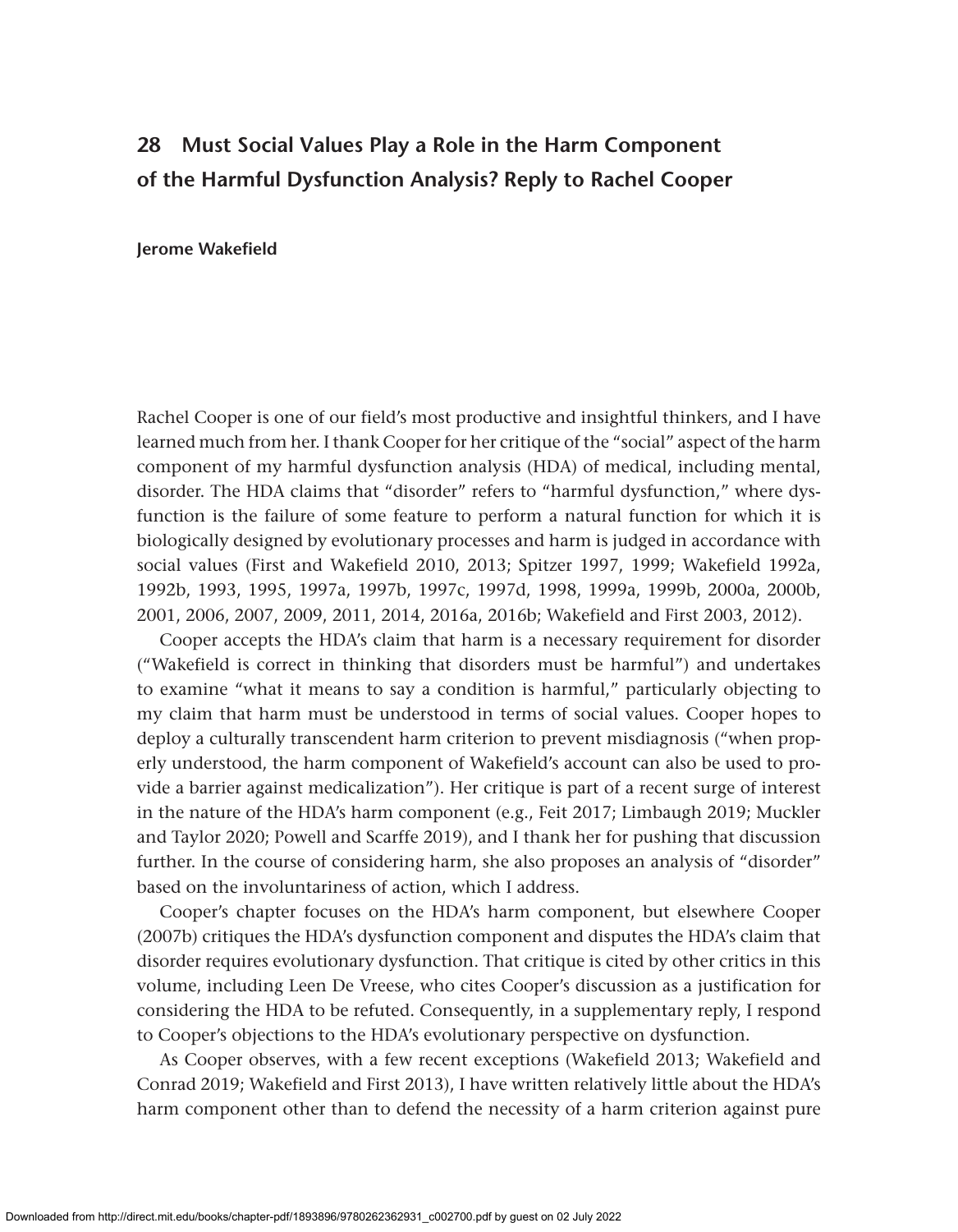# 28 Must Social Values Play a Role in the Harm Component of the Harmful Dysfunction Analysis? Reply to Rachel Cooper

**Jerome Wakefield**

Rachel Cooper is one of our field's most productive and insightful thinkers, and I have learned much from her. I thank Cooper for her critique of the "social" aspect of the harm component of my harmful dysfunction analysis (HDA) of medical, including mental, disorder. The HDA claims that "disorder" refers to "harmful dysfunction," where dysfunction is the failure of some feature to perform a natural function for which it is biologically designed by evolutionary processes and harm is judged in accordance with social values (First and Wakefield 2010, 2013; Spitzer 1997, 1999; Wakefield 1992a, 1992b, 1993, 1995, 1997a, 1997b, 1997c, 1997d, 1998, 1999a, 1999b, 2000a, 2000b, 2001, 2006, 2007, 2009, 2011, 2014, 2016a, 2016b; Wakefield and First 2003, 2012).

Cooper accepts the HDA's claim that harm is a necessary requirement for disorder ("Wakefield is correct in thinking that disorders must be harmful") and undertakes to examine "what it means to say a condition is harmful," particularly objecting to my claim that harm must be understood in terms of social values. Cooper hopes to deploy a culturally transcendent harm criterion to prevent misdiagnosis ("when properly understood, the harm component of Wakefield's account can also be used to provide a barrier against medicalization"). Her critique is part of a recent surge of interest in the nature of the HDA's harm component (e.g., Feit 2017; Limbaugh 2019; Muckler and Taylor 2020; Powell and Scarffe 2019), and I thank her for pushing that discussion further. In the course of considering harm, she also proposes an analysis of "disorder" based on the involuntariness of action, which I address.

Cooper's chapter focuses on the HDA's harm component, but elsewhere Cooper (2007b) critiques the HDA's dysfunction component and disputes the HDA's claim that disorder requires evolutionary dysfunction. That critique is cited by other critics in this volume, including Leen De Vreese, who cites Cooper's discussion as a justification for considering the HDA to be refuted. Consequently, in a supplementary reply, I respond to Cooper's objections to the HDA's evolutionary perspective on dysfunction.

As Cooper observes, with a few recent exceptions (Wakefield 2013; Wakefield and Conrad 2019; Wakefield and First 2013), I have written relatively little about the HDA's harm component other than to defend the necessity of a harm criterion against pure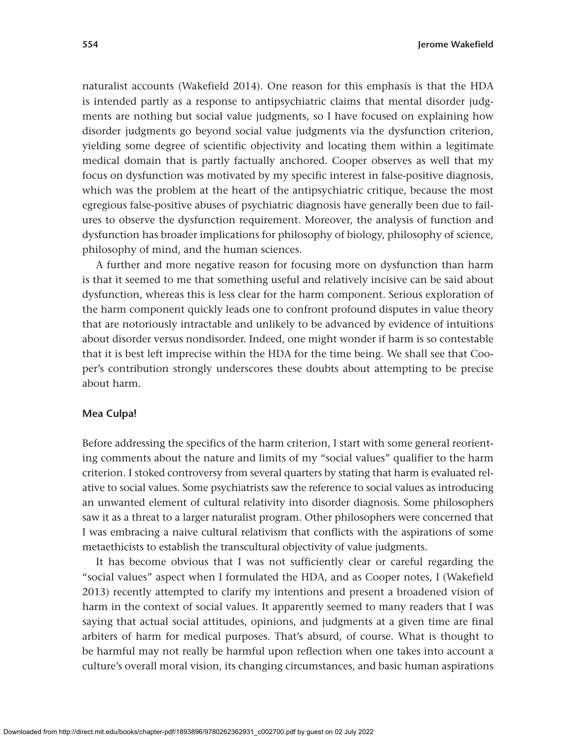naturalist accounts (Wakefield 2014). One reason for this emphasis is that the HDA is intended partly as a response to antipsychiatric claims that mental disorder judgments are nothing but social value judgments, so I have focused on explaining how disorder judgments go beyond social value judgments via the dysfunction criterion, yielding some degree of scientific objectivity and locating them within a legitimate medical domain that is partly factually anchored. Cooper observes as well that my focus on dysfunction was motivated by my specific interest in false-positive diagnosis, which was the problem at the heart of the antipsychiatric critique, because the most egregious false-positive abuses of psychiatric diagnosis have generally been due to failures to observe the dysfunction requirement. Moreover, the analysis of function and dysfunction has broader implications for philosophy of biology, philosophy of science, philosophy of mind, and the human sciences.

A further and more negative reason for focusing more on dysfunction than harm is that it seemed to me that something useful and relatively incisive can be said about dysfunction, whereas this is less clear for the harm component. Serious exploration of the harm component quickly leads one to confront profound disputes in value theory that are notoriously intractable and unlikely to be advanced by evidence of intuitions about disorder versus nondisorder. Indeed, one might wonder if harm is so contestable that it is best left imprecise within the HDA for the time being. We shall see that Cooper's contribution strongly underscores these doubts about attempting to be precise about harm.

### Mea Culpa!

Before addressing the specifics of the harm criterion, I start with some general reorienting comments about the nature and limits of my "social values" qualifier to the harm criterion. I stoked controversy from several quarters by stating that harm is evaluated relative to social values. Some psychiatrists saw the reference to social values as introducing an unwanted element of cultural relativity into disorder diagnosis. Some philosophers saw it as a threat to a larger naturalist program. Other philosophers were concerned that I was embracing a naive cultural relativism that conflicts with the aspirations of some metaethicists to establish the transcultural objectivity of value judgments.

It has become obvious that I was not sufficiently clear or careful regarding the "social values" aspect when I formulated the HDA, and as Cooper notes, I (Wakefield 2013) recently attempted to clarify my intentions and present a broadened vision of harm in the context of social values. It apparently seemed to many readers that I was saying that actual social attitudes, opinions, and judgments at a given time are final arbiters of harm for medical purposes. That's absurd, of course. What is thought to be harmful may not really be harmful upon reflection when one takes into account a culture's overall moral vision, its changing circumstances, and basic human aspirations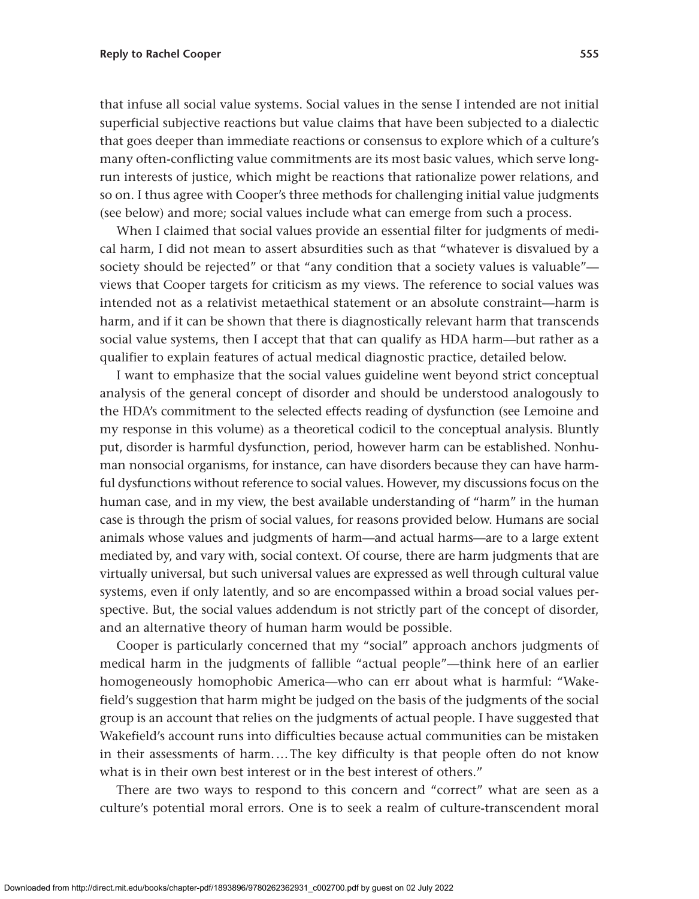that infuse all social value systems. Social values in the sense I intended are not initial superficial subjective reactions but value claims that have been subjected to a dialectic that goes deeper than immediate reactions or consensus to explore which of a culture's many often-conflicting value commitments are its most basic values, which serve long-run interests of justice, which might be reactions that rationalize power relations, and so on. I thus agree with Cooper's three methods for challenging initial value judgments (see below) and more; social values include what can emerge from such a process.

When I claimed that social values provide an essential filter for judgments of medical harm, I did not mean to assert absurdities such as that "whatever is disvalued by a society should be rejected" or that "any condition that a society values is valuable"—views that Cooper targets for criticism as my views. The reference to social values was intended not as a relativist metaethical statement or an absolute constraint—harm is harm, and if it can be shown that there is diagnostically relevant harm that transcends social value systems, then I accept that that can qualify as HDA harm—but rather as a qualifier to explain features of actual medical diagnostic practice, detailed below.

I want to emphasize that the social values guideline went beyond strict conceptual analysis of the general concept of disorder and should be understood analogously to the HDA's commitment to the selected effects reading of dysfunction (see Lemoine and my response in this volume) as a theoretical codicil to the conceptual analysis. Bluntly put, disorder is harmful dysfunction, period, however harm can be established. Nonhuman nonsocial organisms, for instance, can have disorders because they can have harmful dysfunctions without reference to social values. However, my discussions focus on the human case, and in my view, the best available understanding of "harm" in the human case is through the prism of social values, for reasons provided below. Humans are social animals whose values and judgments of harm—and actual harms—are to a large extent mediated by, and vary with, social context. Of course, there are harm judgments that are virtually universal, but such universal values are expressed as well through cultural value systems, even if only latently, and so are encompassed within a broad social values perspective. But, the social values addendum is not strictly part of the concept of disorder, and an alternative theory of human harm would be possible.

Cooper is particularly concerned that my "social" approach anchors judgments of medical harm in the judgments of fallible "actual people"—think here of an earlier homogeneously homophobic America—who can err about what is harmful: "Wakefield's suggestion that harm might be judged on the basis of the judgments of the social group is an account that relies on the judgments of actual people. I have suggested that Wakefield's account runs into difficulties because actual communities can be mistaken in their assessments of harm.… The key difficulty is that people often do not know what is in their own best interest or in the best interest of others."

There are two ways to respond to this concern and "correct" what are seen as a culture's potential moral errors. One is to seek a realm of culture-transcendent moral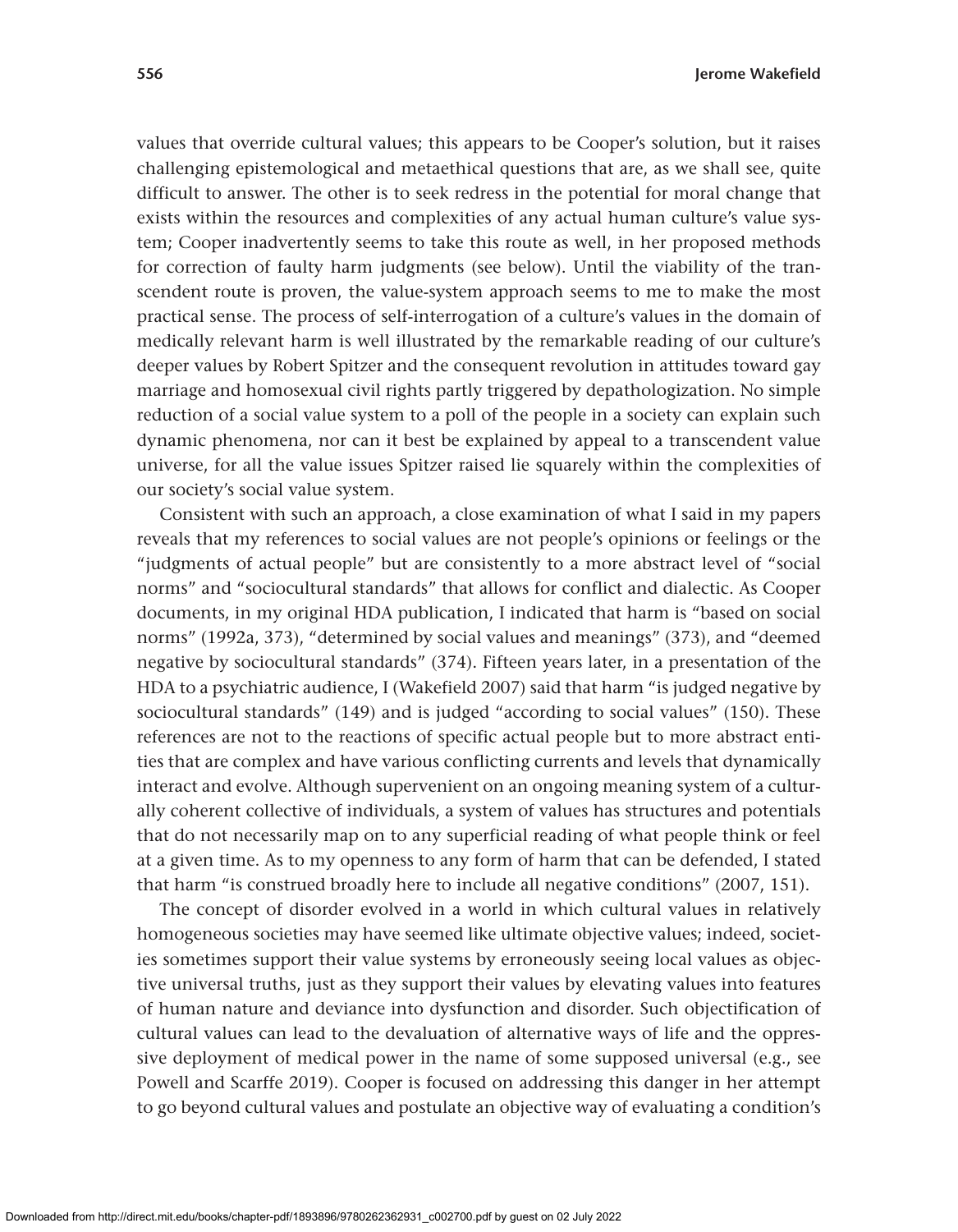values that override cultural values; this appears to be Cooper's solution, but it raises challenging epistemological and metaethical questions that are, as we shall see, quite difficult to answer. The other is to seek redress in the potential for moral change that exists within the resources and complexities of any actual human culture's value system; Cooper inadvertently seems to take this route as well, in her proposed methods for correction of faulty harm judgments (see below). Until the viability of the transcendent route is proven, the value-system approach seems to me to make the most practical sense. The process of self-interrogation of a culture's values in the domain of medically relevant harm is well illustrated by the remarkable reading of our culture's deeper values by Robert Spitzer and the consequent revolution in attitudes toward gay marriage and homosexual civil rights partly triggered by depathologization. No simple reduction of a social value system to a poll of the people in a society can explain such dynamic phenomena, nor can it best be explained by appeal to a transcendent value universe, for all the value issues Spitzer raised lie squarely within the complexities of our society's social value system.

Consistent with such an approach, a close examination of what I said in my papers reveals that my references to social values are not people's opinions or feelings or the "judgments of actual people" but are consistently to a more abstract level of "social norms" and "sociocultural standards" that allows for conflict and dialectic. As Cooper documents, in my original HDA publication, I indicated that harm is "based on social norms" (1992a, 373), "determined by social values and meanings" (373), and "deemed negative by sociocultural standards" (374). Fifteen years later, in a presentation of the HDA to a psychiatric audience, I (Wakefield 2007) said that harm "is judged negative by sociocultural standards" (149) and is judged "according to social values" (150). These references are not to the reactions of specific actual people but to more abstract entities that are complex and have various conflicting currents and levels that dynamically interact and evolve. Although supervenient on an ongoing meaning system of a culturally coherent collective of individuals, a system of values has structures and potentials that do not necessarily map on to any superficial reading of what people think or feel at a given time. As to my openness to any form of harm that can be defended, I stated that harm "is construed broadly here to include all negative conditions" (2007, 151).

The concept of disorder evolved in a world in which cultural values in relatively homogeneous societies may have seemed like ultimate objective values; indeed, societies sometimes support their value systems by erroneously seeing local values as objective universal truths, just as they support their values by elevating values into features of human nature and deviance into dysfunction and disorder. Such objectification of cultural values can lead to the devaluation of alternative ways of life and the oppressive deployment of medical power in the name of some supposed universal (e.g., see Powell and Scarffe 2019). Cooper is focused on addressing this danger in her attempt to go beyond cultural values and postulate an objective way of evaluating a condition's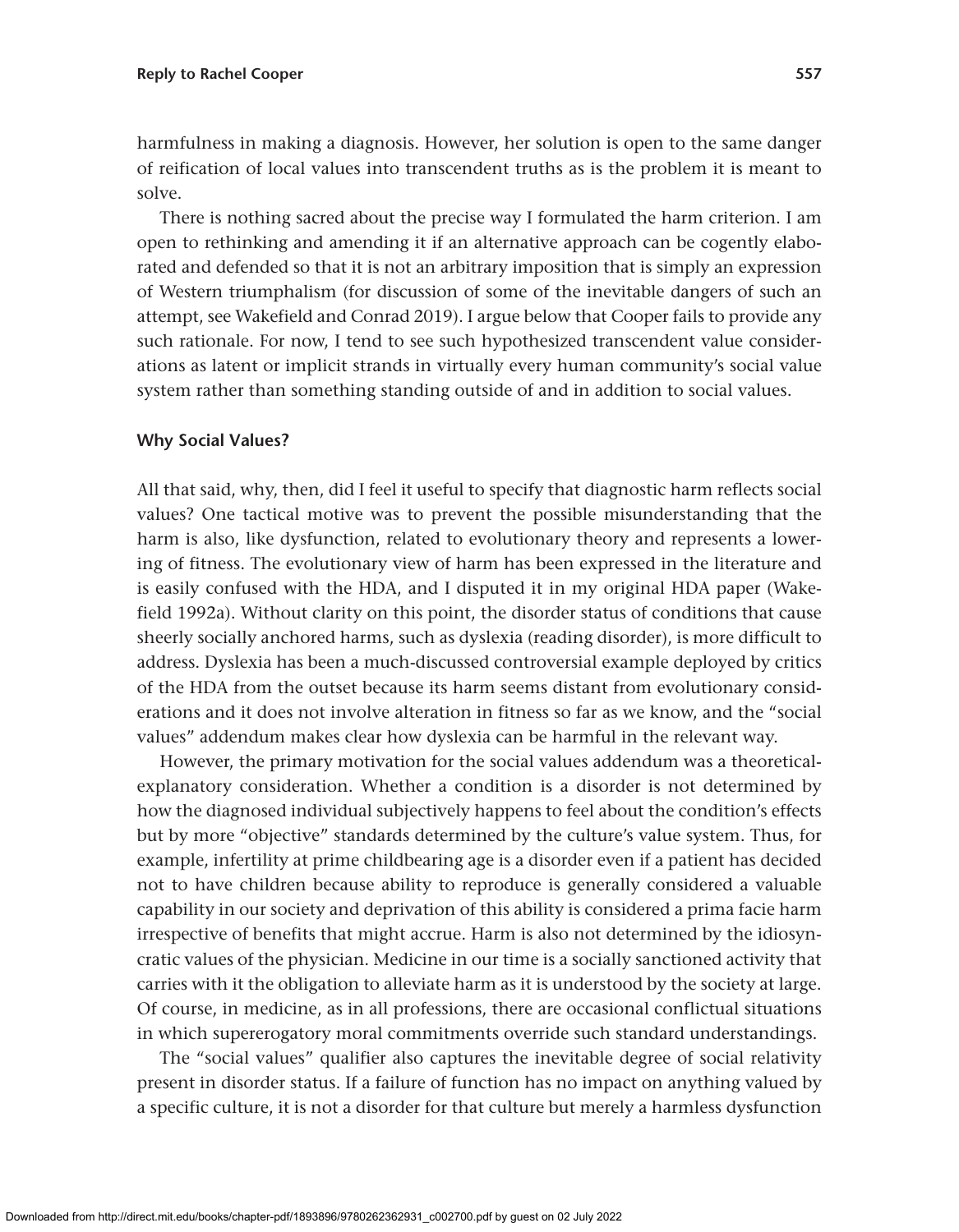harmfulness in making a diagnosis. However, her solution is open to the same danger of reification of local values into transcendent truths as is the problem it is meant to solve.

There is nothing sacred about the precise way I formulated the harm criterion. I am open to rethinking and amending it if an alternative approach can be cogently elaborated and defended so that it is not an arbitrary imposition that is simply an expression of Western triumphalism (for discussion of some of the inevitable dangers of such an attempt, see Wakefield and Conrad 2019). I argue below that Cooper fails to provide any such rationale. For now, I tend to see such hypothesized transcendent value considerations as latent or implicit strands in virtually every human community's social value system rather than something standing outside of and in addition to social values.

### Why Social Values?

All that said, why, then, did I feel it useful to specify that diagnostic harm reflects social values? One tactical motive was to prevent the possible misunderstanding that the harm is also, like dysfunction, related to evolutionary theory and represents a lowering of fitness. The evolutionary view of harm has been expressed in the literature and is easily confused with the HDA, and I disputed it in my original HDA paper (Wakefield 1992a). Without clarity on this point, the disorder status of conditions that cause sheerly socially anchored harms, such as dyslexia (reading disorder), is more difficult to address. Dyslexia has been a much-discussed controversial example deployed by critics of the HDA from the outset because its harm seems distant from evolutionary considerations and it does not involve alteration in fitness so far as we know, and the "social values" addendum makes clear how dyslexia can be harmful in the relevant way.

However, the primary motivation for the social values addendum was a theoretical-explanatory consideration. Whether a condition is a disorder is not determined by how the diagnosed individual subjectively happens to feel about the condition's effects but by more "objective" standards determined by the culture's value system. Thus, for example, infertility at prime childbearing age is a disorder even if a patient has decided not to have children because ability to reproduce is generally considered a valuable capability in our society and deprivation of this ability is considered a prima facie harm irrespective of benefits that might accrue. Harm is also not determined by the idiosyncratic values of the physician. Medicine in our time is a socially sanctioned activity that carries with it the obligation to alleviate harm as it is understood by the society at large. Of course, in medicine, as in all professions, there are occasional conflictual situations in which supererogatory moral commitments override such standard understandings.

The "social values" qualifier also captures the inevitable degree of social relativity present in disorder status. If a failure of function has no impact on anything valued by a specific culture, it is not a disorder for that culture but merely a harmless dysfunction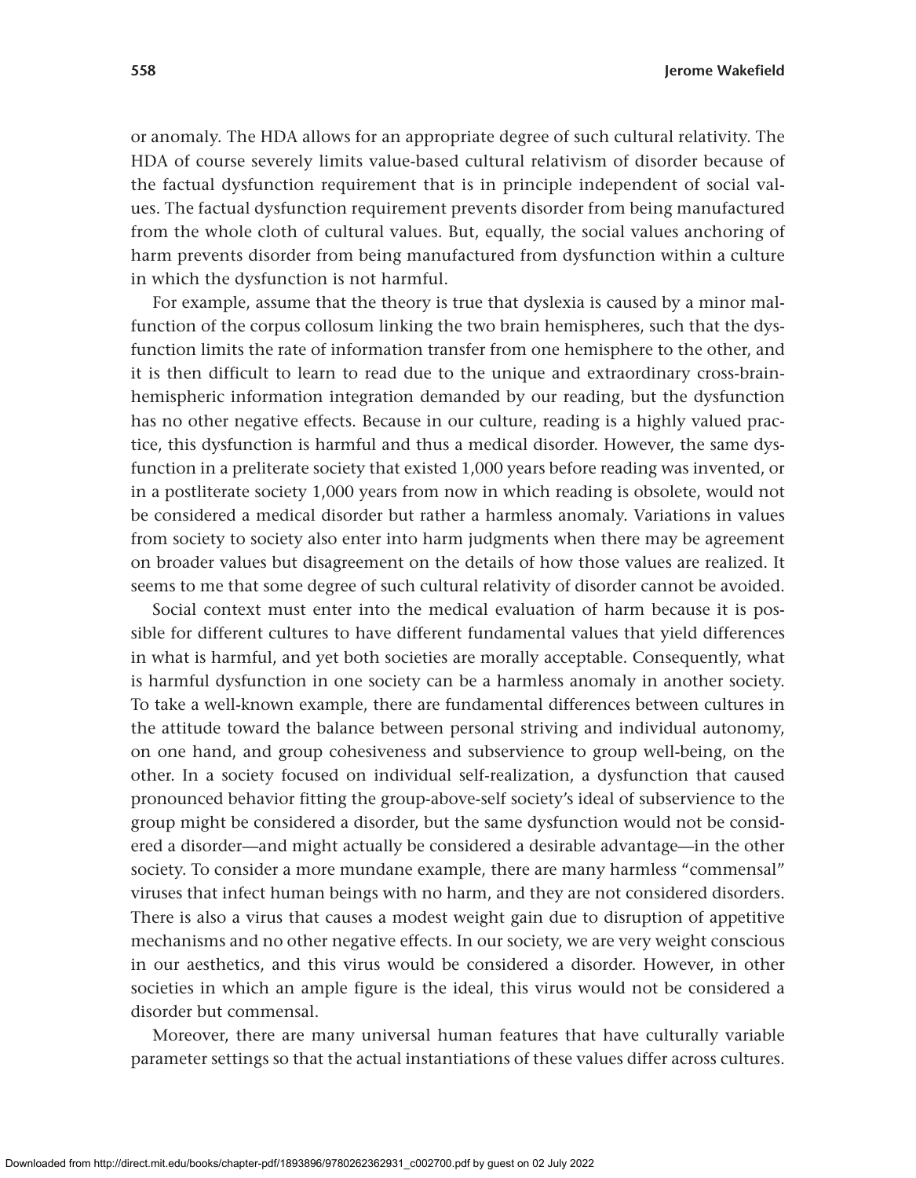or anomaly. The HDA allows for an appropriate degree of such cultural relativity. The HDA of course severely limits value-based cultural relativism of disorder because of the factual dysfunction requirement that is in principle independent of social values. The factual dysfunction requirement prevents disorder from being manufactured from the whole cloth of cultural values. But, equally, the social values anchoring of harm prevents disorder from being manufactured from dysfunction within a culture in which the dysfunction is not harmful.

For example, assume that the theory is true that dyslexia is caused by a minor malfunction of the corpus collosum linking the two brain hemispheres, such that the dysfunction limits the rate of information transfer from one hemisphere to the other, and it is then difficult to learn to read due to the unique and extraordinary cross-brain-hemispheric information integration demanded by our reading, but the dysfunction has no other negative effects. Because in our culture, reading is a highly valued practice, this dysfunction is harmful and thus a medical disorder. However, the same dysfunction in a preliterate society that existed 1,000 years before reading was invented, or in a postliterate society 1,000 years from now in which reading is obsolete, would not be considered a medical disorder but rather a harmless anomaly. Variations in values from society to society also enter into harm judgments when there may be agreement on broader values but disagreement on the details of how those values are realized. It seems to me that some degree of such cultural relativity of disorder cannot be avoided.

Social context must enter into the medical evaluation of harm because it is possible for different cultures to have different fundamental values that yield differences in what is harmful, and yet both societies are morally acceptable. Consequently, what is harmful dysfunction in one society can be a harmless anomaly in another society. To take a well-known example, there are fundamental differences between cultures in the attitude toward the balance between personal striving and individual autonomy, on one hand, and group cohesiveness and subservience to group well-being, on the other. In a society focused on individual self-realization, a dysfunction that caused pronounced behavior fitting the group-above-self society's ideal of subservience to the group might be considered a disorder, but the same dysfunction would not be considered a disorder—and might actually be considered a desirable advantage—in the other society. To consider a more mundane example, there are many harmless "commensal" viruses that infect human beings with no harm, and they are not considered disorders. There is also a virus that causes a modest weight gain due to disruption of appetitive mechanisms and no other negative effects. In our society, we are very weight conscious in our aesthetics, and this virus would be considered a disorder. However, in other societies in which an ample figure is the ideal, this virus would not be considered a disorder but commensal.

Moreover, there are many universal human features that have culturally variable parameter settings so that the actual instantiations of these values differ across cultures.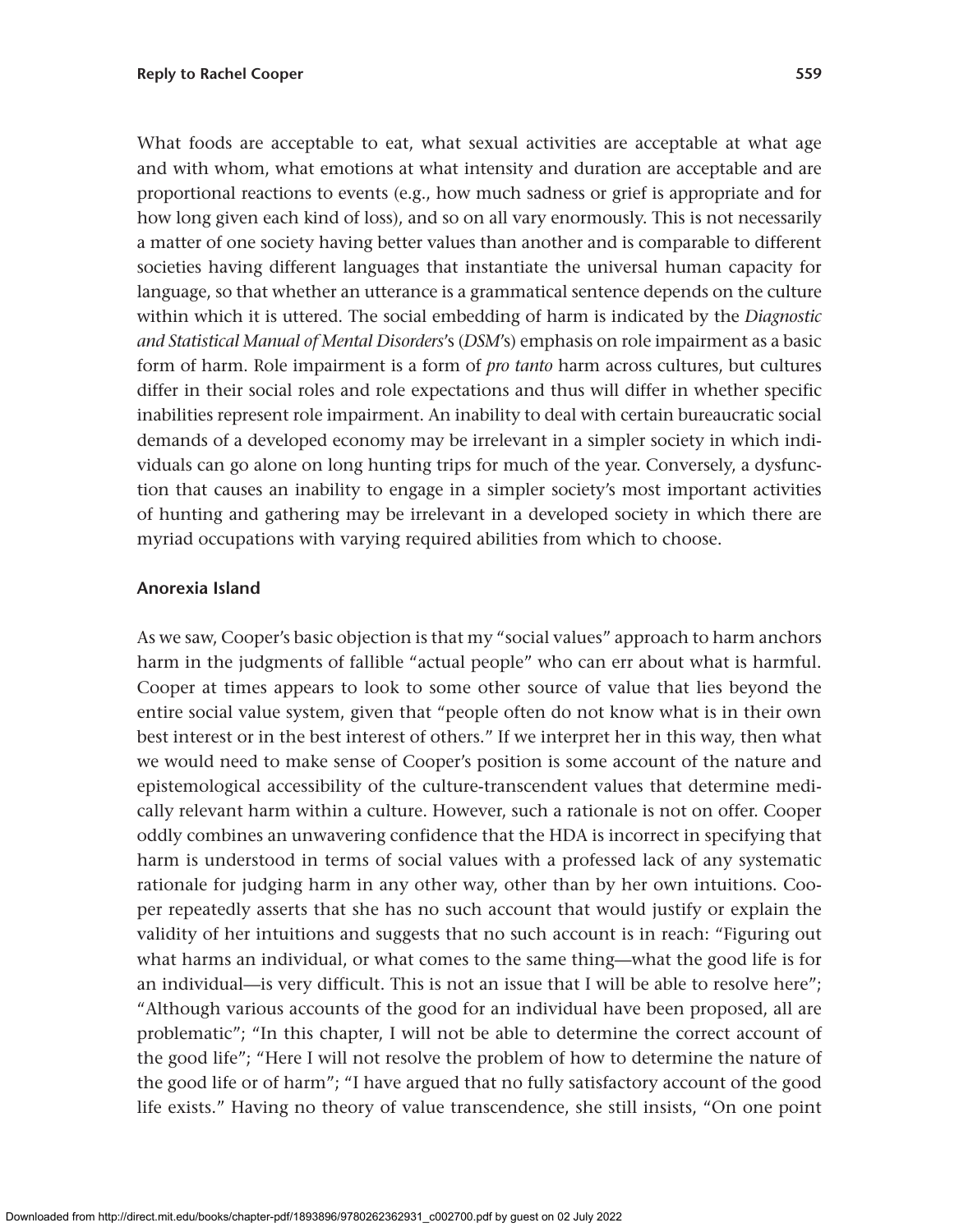What foods are acceptable to eat, what sexual activities are acceptable at what age and with whom, what emotions at what intensity and duration are acceptable and are proportional reactions to events (e.g., how much sadness or grief is appropriate and for how long given each kind of loss), and so on all vary enormously. This is not necessarily a matter of one society having better values than another and is comparable to different societies having different languages that instantiate the universal human capacity for language, so that whether an utterance is a grammatical sentence depends on the culture within which it is uttered. The social embedding of harm is indicated by the *Diagnostic and Statistical Manual of Mental Disorders*'s (*DSM*'s) emphasis on role impairment as a basic form of harm. Role impairment is a form of *pro tanto* harm across cultures, but cultures differ in their social roles and role expectations and thus will differ in whether specific inabilities represent role impairment. An inability to deal with certain bureaucratic social demands of a developed economy may be irrelevant in a simpler society in which individuals can go alone on long hunting trips for much of the year. Conversely, a dysfunction that causes an inability to engage in a simpler society's most important activities of hunting and gathering may be irrelevant in a developed society in which there are myriad occupations with varying required abilities from which to choose.

## Anorexia Island

As we saw, Cooper's basic objection is that my "social values" approach to harm anchors harm in the judgments of fallible "actual people" who can err about what is harmful. Cooper at times appears to look to some other source of value that lies beyond the entire social value system, given that "people often do not know what is in their own best interest or in the best interest of others." If we interpret her in this way, then what we would need to make sense of Cooper's position is some account of the nature and epistemological accessibility of the culture-transcendent values that determine medically relevant harm within a culture. However, such a rationale is not on offer. Cooper oddly combines an unwavering confidence that the HDA is incorrect in specifying that harm is understood in terms of social values with a professed lack of any systematic rationale for judging harm in any other way, other than by her own intuitions. Cooper repeatedly asserts that she has no such account that would justify or explain the validity of her intuitions and suggests that no such account is in reach: "Figuring out what harms an individual, or what comes to the same thing—what the good life is for an individual—is very difficult. This is not an issue that I will be able to resolve here"; "Although various accounts of the good for an individual have been proposed, all are problematic"; "In this chapter, I will not be able to determine the correct account of the good life"; "Here I will not resolve the problem of how to determine the nature of the good life or of harm"; "I have argued that no fully satisfactory account of the good life exists." Having no theory of value transcendence, she still insists, "On one point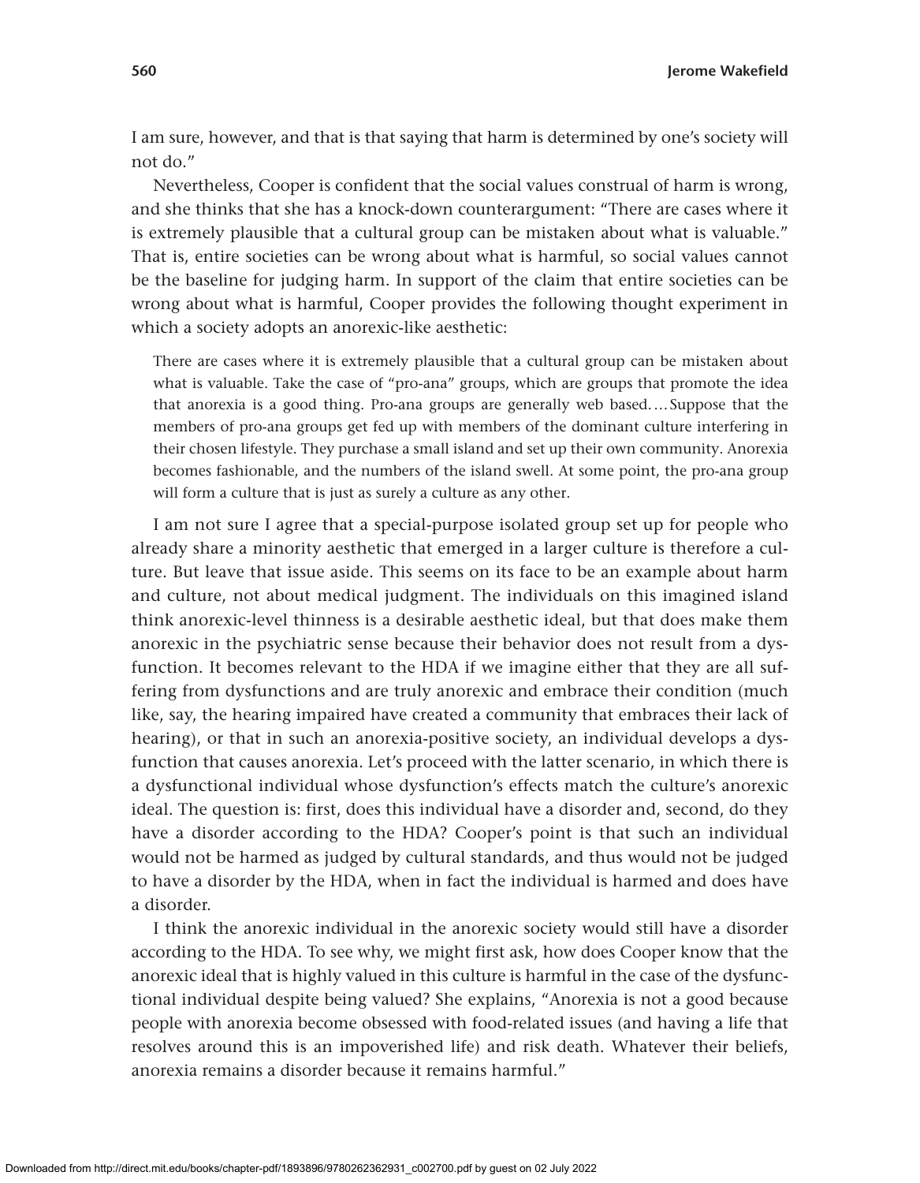I am sure, however, and that is that saying that harm is determined by one's society will not do."

Nevertheless, Cooper is confident that the social values construal of harm is wrong, and she thinks that she has a knock-down counterargument: "There are cases where it is extremely plausible that a cultural group can be mistaken about what is valuable." That is, entire societies can be wrong about what is harmful, so social values cannot be the baseline for judging harm. In support of the claim that entire societies can be wrong about what is harmful, Cooper provides the following thought experiment in which a society adopts an anorexic-like aesthetic:

> There are cases where it is extremely plausible that a cultural group can be mistaken about what is valuable. Take the case of "pro-ana" groups, which are groups that promote the idea that anorexia is a good thing. Pro-ana groups are generally web based. . . . Suppose that the members of pro-ana groups get fed up with members of the dominant culture interfering in their chosen lifestyle. They purchase a small island and set up their own community. Anorexia becomes fashionable, and the numbers of the island swell. At some point, the pro-ana group will form a culture that is just as surely a culture as any other.

I am not sure I agree that a special-purpose isolated group set up for people who already share a minority aesthetic that emerged in a larger culture is therefore a culture. But leave that issue aside. This seems on its face to be an example about harm and culture, not about medical judgment. The individuals on this imagined island think anorexic-level thinness is a desirable aesthetic ideal, but that does make them anorexic in the psychiatric sense because their behavior does not result from a dysfunction. It becomes relevant to the HDA if we imagine either that they are all suffering from dysfunctions and are truly anorexic and embrace their condition (much like, say, the hearing impaired have created a community that embraces their lack of hearing), or that in such an anorexia-positive society, an individual develops a dysfunction that causes anorexia. Let's proceed with the latter scenario, in which there is a dysfunctional individual whose dysfunction's effects match the culture's anorexic ideal. The question is: first, does this individual have a disorder and, second, do they have a disorder according to the HDA? Cooper's point is that such an individual would not be harmed as judged by cultural standards, and thus would not be judged to have a disorder by the HDA, when in fact the individual is harmed and does have a disorder.

I think the anorexic individual in the anorexic society would still have a disorder according to the HDA. To see why, we might first ask, how does Cooper know that the anorexic ideal that is highly valued in this culture is harmful in the case of the dysfunctional individual despite being valued? She explains, "Anorexia is not a good because people with anorexia become obsessed with food-related issues (and having a life that resolves around this is an impoverished life) and risk death. Whatever their beliefs, anorexia remains a disorder because it remains harmful."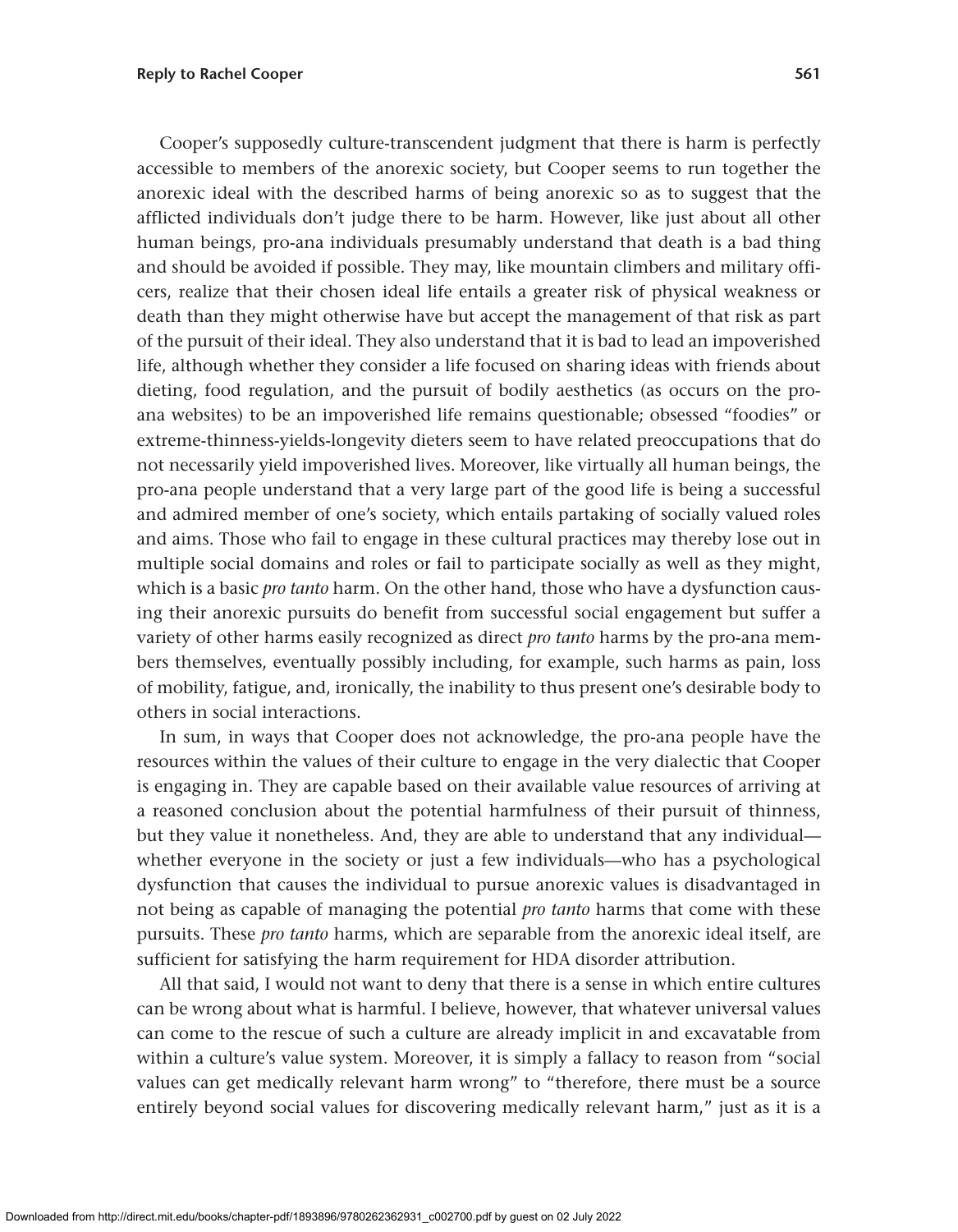Cooper's supposedly culture-transcendent judgment that there is harm is perfectly accessible to members of the anorexic society, but Cooper seems to run together the anorexic ideal with the described harms of being anorexic so as to suggest that the afflicted individuals don't judge there to be harm. However, like just about all other human beings, pro-ana individuals presumably understand that death is a bad thing and should be avoided if possible. They may, like mountain climbers and military officers, realize that their chosen ideal life entails a greater risk of physical weakness or death than they might otherwise have but accept the management of that risk as part of the pursuit of their ideal. They also understand that it is bad to lead an impoverished life, although whether they consider a life focused on sharing ideas with friends about dieting, food regulation, and the pursuit of bodily aesthetics (as occurs on the pro-ana websites) to be an impoverished life remains questionable; obsessed "foodies" or extreme-thinness-yields-longevity dieters seem to have related preoccupations that do not necessarily yield impoverished lives. Moreover, like virtually all human beings, the pro-ana people understand that a very large part of the good life is being a successful and admired member of one's society, which entails partaking of socially valued roles and aims. Those who fail to engage in these cultural practices may thereby lose out in multiple social domains and roles or fail to participate socially as well as they might, which is a basic *pro tanto* harm. On the other hand, those who have a dysfunction causing their anorexic pursuits do benefit from successful social engagement but suffer a variety of other harms easily recognized as direct *pro tanto* harms by the pro-ana members themselves, eventually possibly including, for example, such harms as pain, loss of mobility, fatigue, and, ironically, the inability to thus present one's desirable body to others in social interactions.

In sum, in ways that Cooper does not acknowledge, the pro-ana people have the resources within the values of their culture to engage in the very dialectic that Cooper is engaging in. They are capable based on their available value resources of arriving at a reasoned conclusion about the potential harmfulness of their pursuit of thinness, but they value it nonetheless. And, they are able to understand that any individual—whether everyone in the society or just a few individuals—who has a psychological dysfunction that causes the individual to pursue anorexic values is disadvantaged in not being as capable of managing the potential *pro tanto* harms that come with these pursuits. These *pro tanto* harms, which are separable from the anorexic ideal itself, are sufficient for satisfying the harm requirement for HDA disorder attribution.

All that said, I would not want to deny that there is a sense in which entire cultures can be wrong about what is harmful. I believe, however, that whatever universal values can come to the rescue of such a culture are already implicit in and excavatable from within a culture's value system. Moreover, it is simply a fallacy to reason from "social values can get medically relevant harm wrong" to "therefore, there must be a source entirely beyond social values for discovering medically relevant harm," just as it is a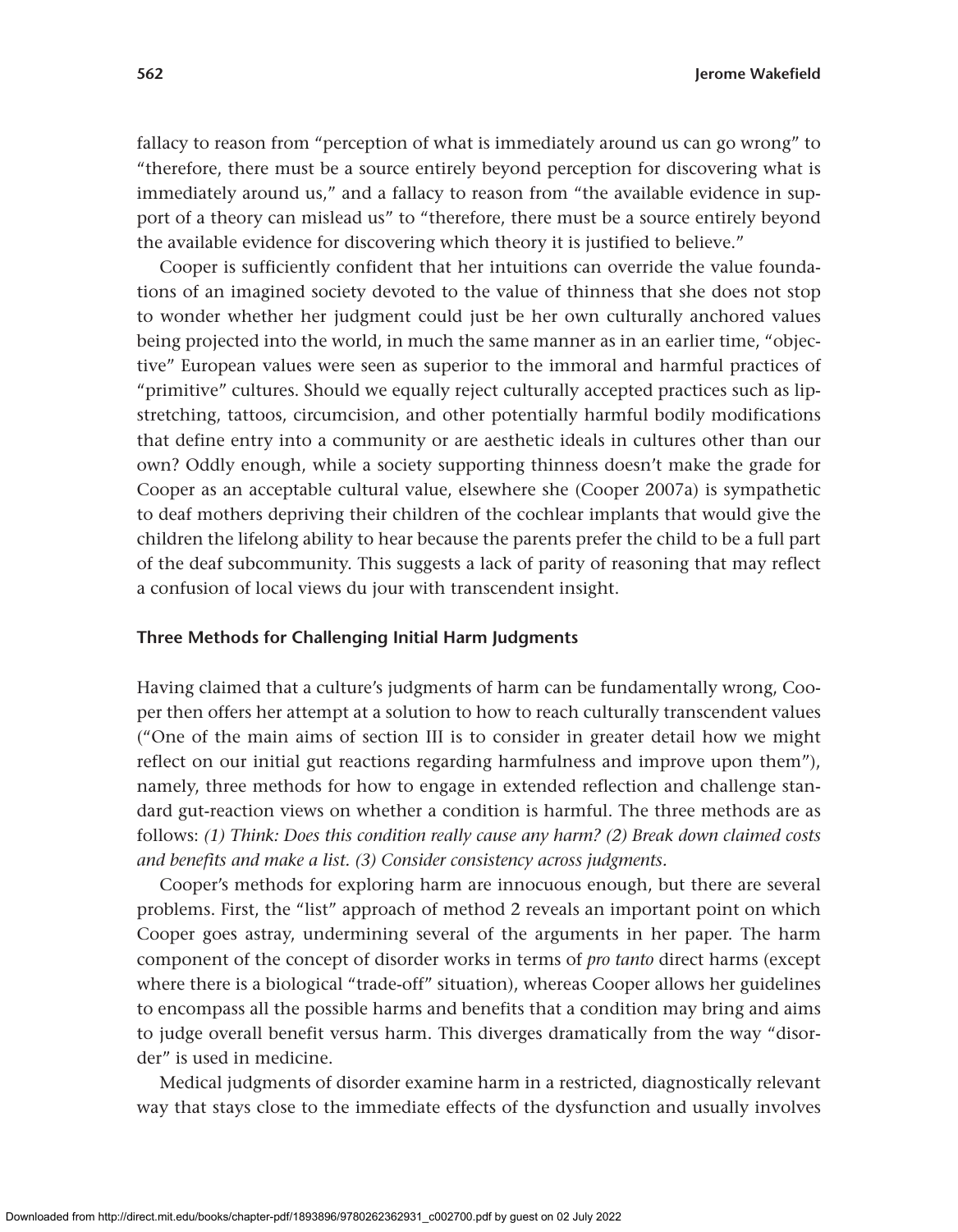fallacy to reason from "perception of what is immediately around us can go wrong" to "therefore, there must be a source entirely beyond perception for discovering what is immediately around us," and a fallacy to reason from "the available evidence in support of a theory can mislead us" to "therefore, there must be a source entirely beyond the available evidence for discovering which theory it is justified to believe."

Cooper is sufficiently confident that her intuitions can override the value foundations of an imagined society devoted to the value of thinness that she does not stop to wonder whether her judgment could just be her own culturally anchored values being projected into the world, in much the same manner as in an earlier time, "objective" European values were seen as superior to the immoral and harmful practices of "primitive" cultures. Should we equally reject culturally accepted practices such as lip-stretching, tattoos, circumcision, and other potentially harmful bodily modifications that define entry into a community or are aesthetic ideals in cultures other than our own? Oddly enough, while a society supporting thinness doesn't make the grade for Cooper as an acceptable cultural value, elsewhere she (Cooper 2007a) is sympathetic to deaf mothers depriving their children of the cochlear implants that would give the children the lifelong ability to hear because the parents prefer the child to be a full part of the deaf subcommunity. This suggests a lack of parity of reasoning that may reflect a confusion of local views du jour with transcendent insight.

### Three Methods for Challenging Initial Harm Judgments

Having claimed that a culture's judgments of harm can be fundamentally wrong, Cooper then offers her attempt at a solution to how to reach culturally transcendent values ("One of the main aims of section III is to consider in greater detail how we might reflect on our initial gut reactions regarding harmfulness and improve upon them"), namely, three methods for how to engage in extended reflection and challenge standard gut-reaction views on whether a condition is harmful. The three methods are as follows: *(1) Think: Does this condition really cause any harm? (2) Break down claimed costs and benefits and make a list. (3) Consider consistency across judgments*.

Cooper's methods for exploring harm are innocuous enough, but there are several problems. First, the "list" approach of method 2 reveals an important point on which Cooper goes astray, undermining several of the arguments in her paper. The harm component of the concept of disorder works in terms of *pro tanto* direct harms (except where there is a biological "trade-off" situation), whereas Cooper allows her guidelines to encompass all the possible harms and benefits that a condition may bring and aims to judge overall benefit versus harm. This diverges dramatically from the way "disorder" is used in medicine.

Medical judgments of disorder examine harm in a restricted, diagnostically relevant way that stays close to the immediate effects of the dysfunction and usually involves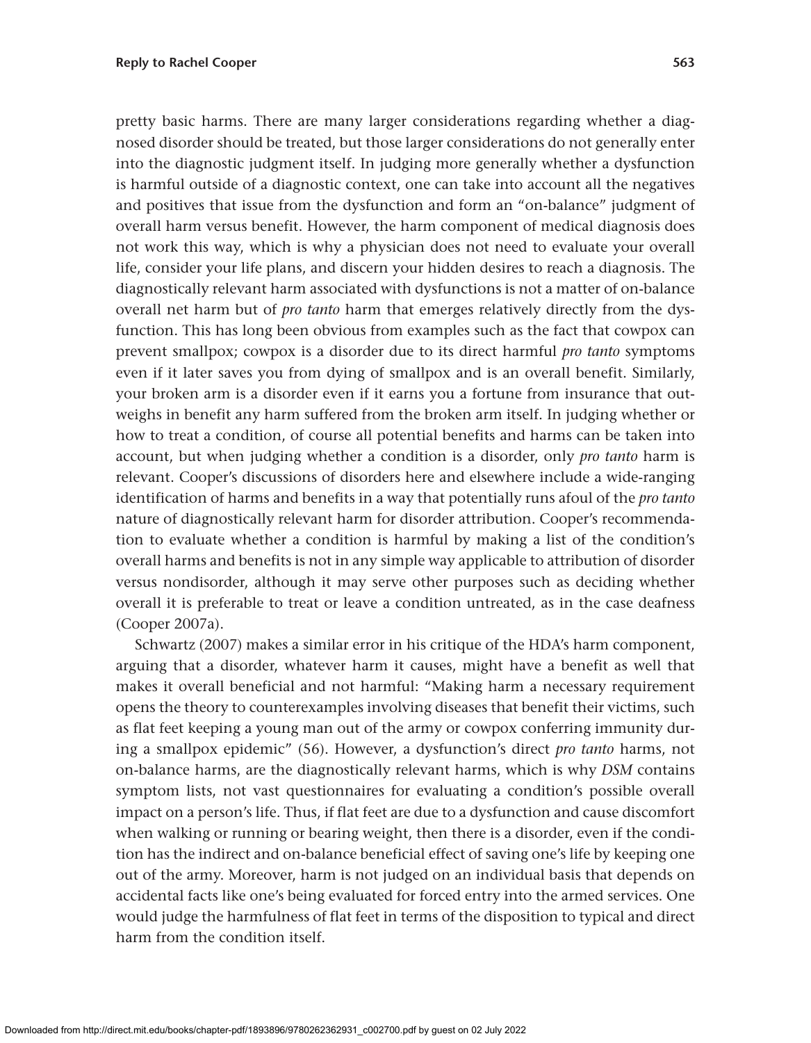pretty basic harms. There are many larger considerations regarding whether a diagnosed disorder should be treated, but those larger considerations do not generally enter into the diagnostic judgment itself. In judging more generally whether a dysfunction is harmful outside of a diagnostic context, one can take into account all the negatives and positives that issue from the dysfunction and form an "on-balance" judgment of overall harm versus benefit. However, the harm component of medical diagnosis does not work this way, which is why a physician does not need to evaluate your overall life, consider your life plans, and discern your hidden desires to reach a diagnosis. The diagnostically relevant harm associated with dysfunctions is not a matter of on-balance overall net harm but of *pro tanto* harm that emerges relatively directly from the dysfunction. This has long been obvious from examples such as the fact that cowpox can prevent smallpox; cowpox is a disorder due to its direct harmful *pro tanto* symptoms even if it later saves you from dying of smallpox and is an overall benefit. Similarly, your broken arm is a disorder even if it earns you a fortune from insurance that outweighs in benefit any harm suffered from the broken arm itself. In judging whether or how to treat a condition, of course all potential benefits and harms can be taken into account, but when judging whether a condition is a disorder, only *pro tanto* harm is relevant. Cooper's discussions of disorders here and elsewhere include a wide-ranging identification of harms and benefits in a way that potentially runs afoul of the *pro tanto* nature of diagnostically relevant harm for disorder attribution. Cooper's recommendation to evaluate whether a condition is harmful by making a list of the condition's overall harms and benefits is not in any simple way applicable to attribution of disorder versus nondisorder, although it may serve other purposes such as deciding whether overall it is preferable to treat or leave a condition untreated, as in the case deafness (Cooper 2007a).

Schwartz (2007) makes a similar error in his critique of the HDA's harm component, arguing that a disorder, whatever harm it causes, might have a benefit as well that makes it overall beneficial and not harmful: "Making harm a necessary requirement opens the theory to counterexamples involving diseases that benefit their victims, such as flat feet keeping a young man out of the army or cowpox conferring immunity during a smallpox epidemic" (56). However, a dysfunction's direct *pro tanto* harms, not on-balance harms, are the diagnostically relevant harms, which is why *DSM* contains symptom lists, not vast questionnaires for evaluating a condition's possible overall impact on a person's life. Thus, if flat feet are due to a dysfunction and cause discomfort when walking or running or bearing weight, then there is a disorder, even if the condition has the indirect and on-balance beneficial effect of saving one's life by keeping one out of the army. Moreover, harm is not judged on an individual basis that depends on accidental facts like one's being evaluated for forced entry into the armed services. One would judge the harmfulness of flat feet in terms of the disposition to typical and direct harm from the condition itself.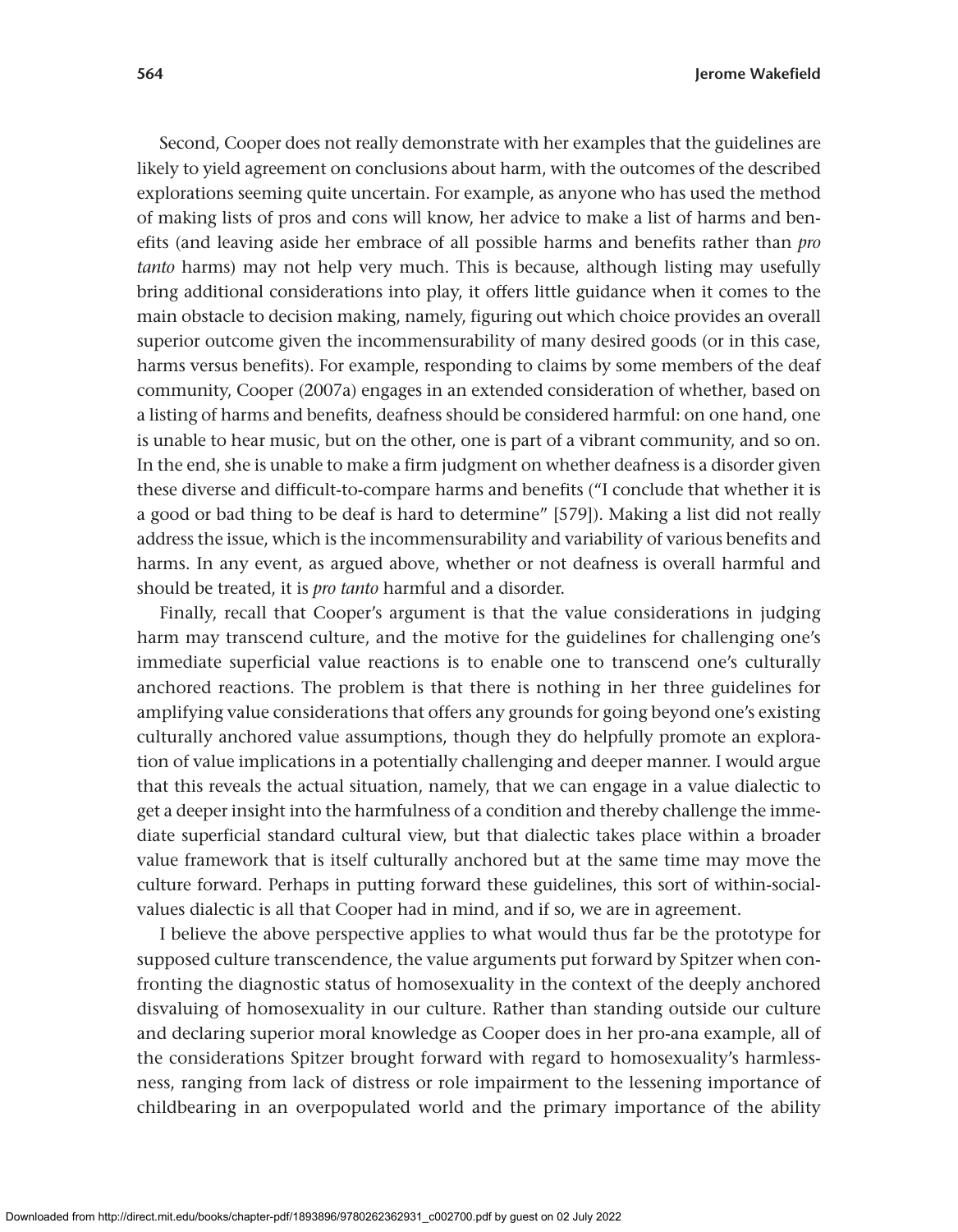Second, Cooper does not really demonstrate with her examples that the guidelines are likely to yield agreement on conclusions about harm, with the outcomes of the described explorations seeming quite uncertain. For example, as anyone who has used the method of making lists of pros and cons will know, her advice to make a list of harms and benefits (and leaving aside her embrace of all possible harms and benefits rather than *pro tanto* harms) may not help very much. This is because, although listing may usefully bring additional considerations into play, it offers little guidance when it comes to the main obstacle to decision making, namely, figuring out which choice provides an overall superior outcome given the incommensurability of many desired goods (or in this case, harms versus benefits). For example, responding to claims by some members of the deaf community, Cooper (2007a) engages in an extended consideration of whether, based on a listing of harms and benefits, deafness should be considered harmful: on one hand, one is unable to hear music, but on the other, one is part of a vibrant community, and so on. In the end, she is unable to make a firm judgment on whether deafness is a disorder given these diverse and difficult-to-compare harms and benefits ("I conclude that whether it is a good or bad thing to be deaf is hard to determine" [579]). Making a list did not really address the issue, which is the incommensurability and variability of various benefits and harms. In any event, as argued above, whether or not deafness is overall harmful and should be treated, it is *pro tanto* harmful and a disorder.

Finally, recall that Cooper's argument is that the value considerations in judging harm may transcend culture, and the motive for the guidelines for challenging one's immediate superficial value reactions is to enable one to transcend one's culturally anchored reactions. The problem is that there is nothing in her three guidelines for amplifying value considerations that offers any grounds for going beyond one's existing culturally anchored value assumptions, though they do helpfully promote an exploration of value implications in a potentially challenging and deeper manner. I would argue that this reveals the actual situation, namely, that we can engage in a value dialectic to get a deeper insight into the harmfulness of a condition and thereby challenge the immediate superficial standard cultural view, but that dialectic takes place within a broader value framework that is itself culturally anchored but at the same time may move the culture forward. Perhaps in putting forward these guidelines, this sort of within-social-values dialectic is all that Cooper had in mind, and if so, we are in agreement.

I believe the above perspective applies to what would thus far be the prototype for supposed culture transcendence, the value arguments put forward by Spitzer when confronting the diagnostic status of homosexuality in the context of the deeply anchored disvaluing of homosexuality in our culture. Rather than standing outside our culture and declaring superior moral knowledge as Cooper does in her pro-ana example, all of the considerations Spitzer brought forward with regard to homosexuality's harmlessness, ranging from lack of distress or role impairment to the lessening importance of childbearing in an overpopulated world and the primary importance of the ability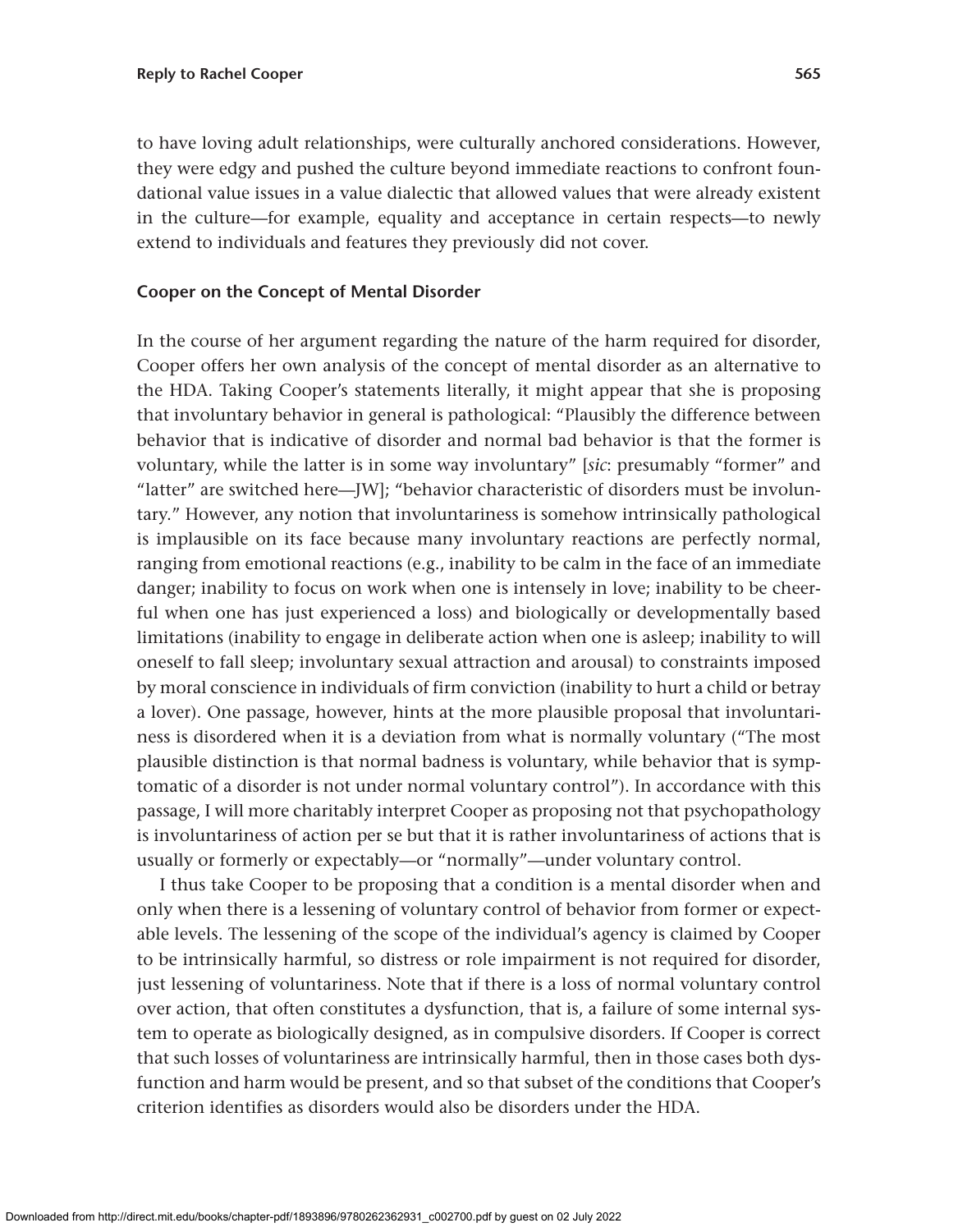to have loving adult relationships, were culturally anchored considerations. However, they were edgy and pushed the culture beyond immediate reactions to confront foundational value issues in a value dialectic that allowed values that were already existent in the culture—for example, equality and acceptance in certain respects—to newly extend to individuals and features they previously did not cover.

## Cooper on the Concept of Mental Disorder

In the course of her argument regarding the nature of the harm required for disorder, Cooper offers her own analysis of the concept of mental disorder as an alternative to the HDA. Taking Cooper's statements literally, it might appear that she is proposing that involuntary behavior in general is pathological: "Plausibly the difference between behavior that is indicative of disorder and normal bad behavior is that the former is voluntary, while the latter is in some way involuntary" [*sic*: presumably "former" and "latter" are switched here—JW]; "behavior characteristic of disorders must be involuntary." However, any notion that involuntariness is somehow intrinsically pathological is implausible on its face because many involuntary reactions are perfectly normal, ranging from emotional reactions (e.g., inability to be calm in the face of an immediate danger; inability to focus on work when one is intensely in love; inability to be cheerful when one has just experienced a loss) and biologically or developmentally based limitations (inability to engage in deliberate action when one is asleep; inability to will oneself to fall sleep; involuntary sexual attraction and arousal) to constraints imposed by moral conscience in individuals of firm conviction (inability to hurt a child or betray a lover). One passage, however, hints at the more plausible proposal that involuntariness is disordered when it is a deviation from what is normally voluntary ("The most plausible distinction is that normal badness is voluntary, while behavior that is symptomatic of a disorder is not under normal voluntary control"). In accordance with this passage, I will more charitably interpret Cooper as proposing not that psychopathology is involuntariness of action per se but that it is rather involuntariness of actions that is usually or formerly or expectably—or "normally"—under voluntary control.

I thus take Cooper to be proposing that a condition is a mental disorder when and only when there is a lessening of voluntary control of behavior from former or expectable levels. The lessening of the scope of the individual's agency is claimed by Cooper to be intrinsically harmful, so distress or role impairment is not required for disorder, just lessening of voluntariness. Note that if there is a loss of normal voluntary control over action, that often constitutes a dysfunction, that is, a failure of some internal system to operate as biologically designed, as in compulsive disorders. If Cooper is correct that such losses of voluntariness are intrinsically harmful, then in those cases both dysfunction and harm would be present, and so that subset of the conditions that Cooper's criterion identifies as disorders would also be disorders under the HDA.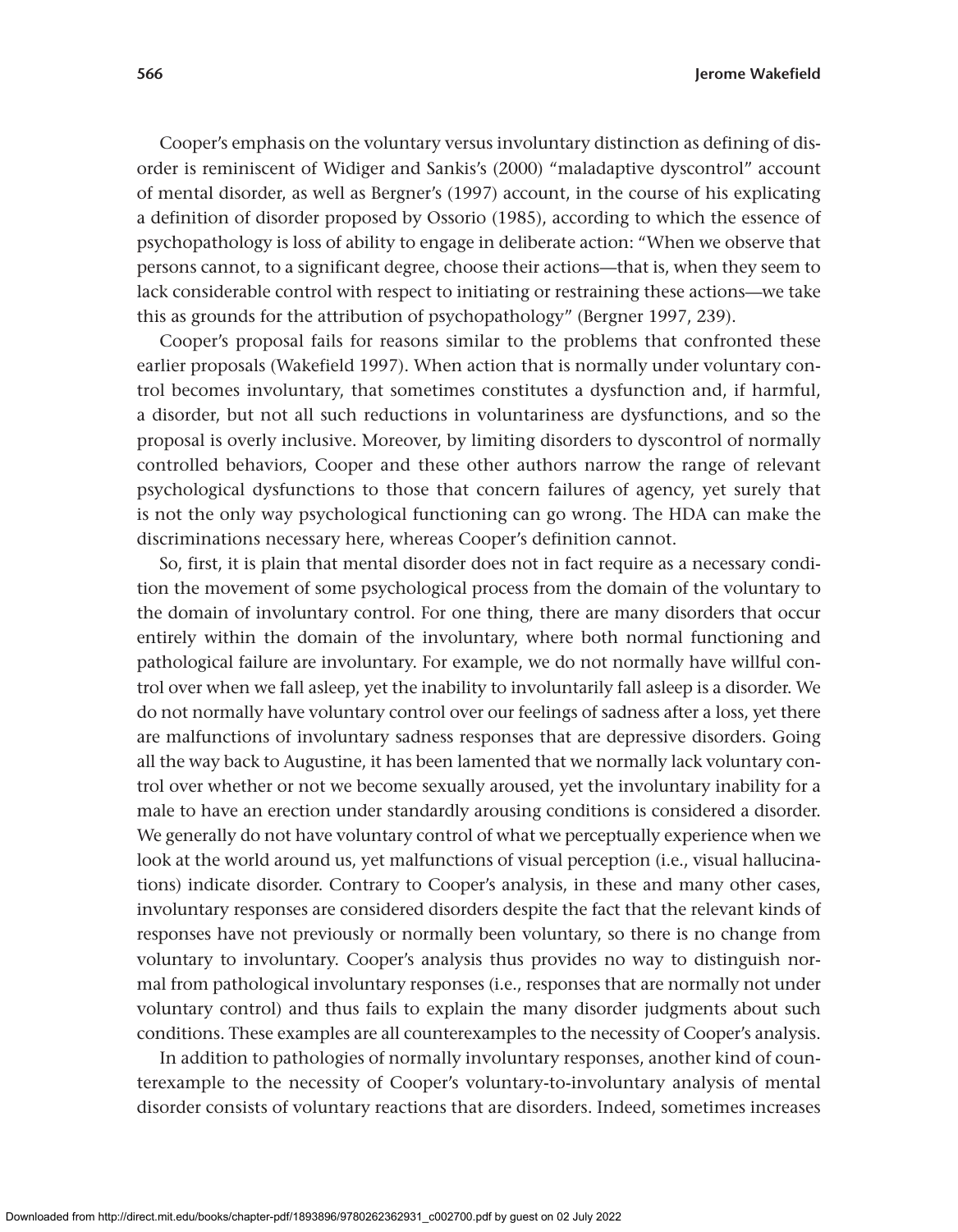Cooper's emphasis on the voluntary versus involuntary distinction as defining of disorder is reminiscent of Widiger and Sankis's (2000) "maladaptive dyscontrol" account of mental disorder, as well as Bergner's (1997) account, in the course of his explicating a definition of disorder proposed by Ossorio (1985), according to which the essence of psychopathology is loss of ability to engage in deliberate action: "When we observe that persons cannot, to a significant degree, choose their actions—that is, when they seem to lack considerable control with respect to initiating or restraining these actions—we take this as grounds for the attribution of psychopathology" (Bergner 1997, 239).

Cooper's proposal fails for reasons similar to the problems that confronted these earlier proposals (Wakefield 1997). When action that is normally under voluntary control becomes involuntary, that sometimes constitutes a dysfunction and, if harmful, a disorder, but not all such reductions in voluntariness are dysfunctions, and so the proposal is overly inclusive. Moreover, by limiting disorders to dyscontrol of normally controlled behaviors, Cooper and these other authors narrow the range of relevant psychological dysfunctions to those that concern failures of agency, yet surely that is not the only way psychological functioning can go wrong. The HDA can make the discriminations necessary here, whereas Cooper's definition cannot.

So, first, it is plain that mental disorder does not in fact require as a necessary condition the movement of some psychological process from the domain of the voluntary to the domain of involuntary control. For one thing, there are many disorders that occur entirely within the domain of the involuntary, where both normal functioning and pathological failure are involuntary. For example, we do not normally have willful control over when we fall asleep, yet the inability to involuntarily fall asleep is a disorder. We do not normally have voluntary control over our feelings of sadness after a loss, yet there are malfunctions of involuntary sadness responses that are depressive disorders. Going all the way back to Augustine, it has been lamented that we normally lack voluntary control over whether or not we become sexually aroused, yet the involuntary inability for a male to have an erection under standardly arousing conditions is considered a disorder. We generally do not have voluntary control of what we perceptually experience when we look at the world around us, yet malfunctions of visual perception (i.e., visual hallucinations) indicate disorder. Contrary to Cooper's analysis, in these and many other cases, involuntary responses are considered disorders despite the fact that the relevant kinds of responses have not previously or normally been voluntary, so there is no change from voluntary to involuntary. Cooper's analysis thus provides no way to distinguish normal from pathological involuntary responses (i.e., responses that are normally not under voluntary control) and thus fails to explain the many disorder judgments about such conditions. These examples are all counterexamples to the necessity of Cooper's analysis.

In addition to pathologies of normally involuntary responses, another kind of counterexample to the necessity of Cooper's voluntary-to-involuntary analysis of mental disorder consists of voluntary reactions that are disorders. Indeed, sometimes increases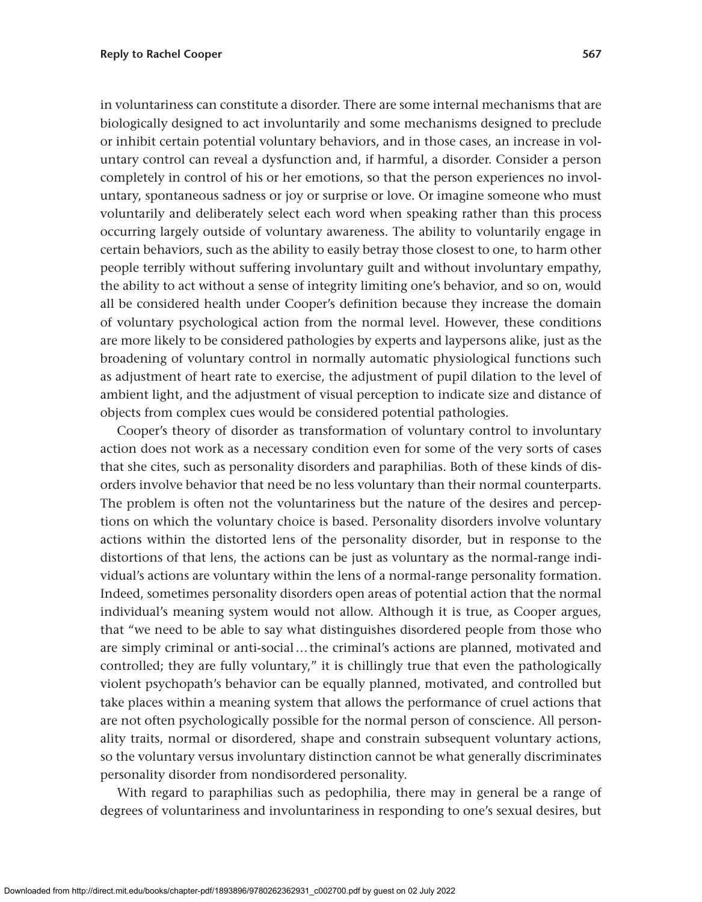in voluntariness can constitute a disorder. There are some internal mechanisms that are biologically designed to act involuntarily and some mechanisms designed to preclude or inhibit certain potential voluntary behaviors, and in those cases, an increase in voluntary control can reveal a dysfunction and, if harmful, a disorder. Consider a person completely in control of his or her emotions, so that the person experiences no involuntary, spontaneous sadness or joy or surprise or love. Or imagine someone who must voluntarily and deliberately select each word when speaking rather than this process occurring largely outside of voluntary awareness. The ability to voluntarily engage in certain behaviors, such as the ability to easily betray those closest to one, to harm other people terribly without suffering involuntary guilt and without involuntary empathy, the ability to act without a sense of integrity limiting one's behavior, and so on, would all be considered health under Cooper's definition because they increase the domain of voluntary psychological action from the normal level. However, these conditions are more likely to be considered pathologies by experts and laypersons alike, just as the broadening of voluntary control in normally automatic physiological functions such as adjustment of heart rate to exercise, the adjustment of pupil dilation to the level of ambient light, and the adjustment of visual perception to indicate size and distance of objects from complex cues would be considered potential pathologies.

Cooper's theory of disorder as transformation of voluntary control to involuntary action does not work as a necessary condition even for some of the very sorts of cases that she cites, such as personality disorders and paraphilias. Both of these kinds of disorders involve behavior that need be no less voluntary than their normal counterparts. The problem is often not the voluntariness but the nature of the desires and perceptions on which the voluntary choice is based. Personality disorders involve voluntary actions within the distorted lens of the personality disorder, but in response to the distortions of that lens, the actions can be just as voluntary as the normal-range individual's actions are voluntary within the lens of a normal-range personality formation. Indeed, sometimes personality disorders open areas of potential action that the normal individual's meaning system would not allow. Although it is true, as Cooper argues, that "we need to be able to say what distinguishes disordered people from those who are simply criminal or anti-social … the criminal's actions are planned, motivated and controlled; they are fully voluntary," it is chillingly true that even the pathologically violent psychopath's behavior can be equally planned, motivated, and controlled but take places within a meaning system that allows the performance of cruel actions that are not often psychologically possible for the normal person of conscience. All personality traits, normal or disordered, shape and constrain subsequent voluntary actions, so the voluntary versus involuntary distinction cannot be what generally discriminates personality disorder from nondisordered personality.

With regard to paraphilias such as pedophilia, there may in general be a range of degrees of voluntariness and involuntariness in responding to one's sexual desires, but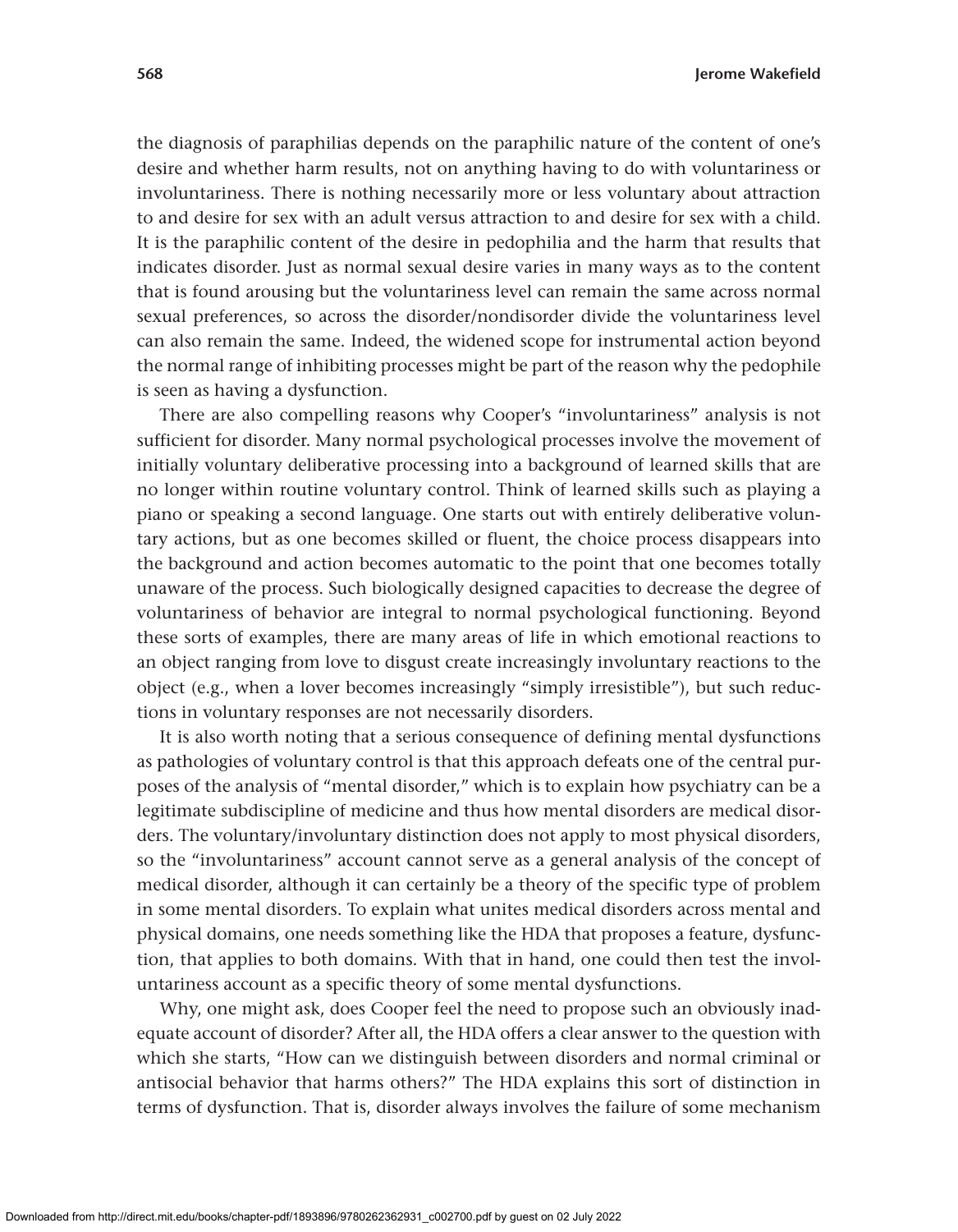the diagnosis of paraphilias depends on the paraphilic nature of the content of one's desire and whether harm results, not on anything having to do with voluntariness or involuntariness. There is nothing necessarily more or less voluntary about attraction to and desire for sex with an adult versus attraction to and desire for sex with a child. It is the paraphilic content of the desire in pedophilia and the harm that results that indicates disorder. Just as normal sexual desire varies in many ways as to the content that is found arousing but the voluntariness level can remain the same across normal sexual preferences, so across the disorder/nondisorder divide the voluntariness level can also remain the same. Indeed, the widened scope for instrumental action beyond the normal range of inhibiting processes might be part of the reason why the pedophile is seen as having a dysfunction.

There are also compelling reasons why Cooper's "involuntariness" analysis is not sufficient for disorder. Many normal psychological processes involve the movement of initially voluntary deliberative processing into a background of learned skills that are no longer within routine voluntary control. Think of learned skills such as playing a piano or speaking a second language. One starts out with entirely deliberative voluntary actions, but as one becomes skilled or fluent, the choice process disappears into the background and action becomes automatic to the point that one becomes totally unaware of the process. Such biologically designed capacities to decrease the degree of voluntariness of behavior are integral to normal psychological functioning. Beyond these sorts of examples, there are many areas of life in which emotional reactions to an object ranging from love to disgust create increasingly involuntary reactions to the object (e.g., when a lover becomes increasingly "simply irresistible"), but such reductions in voluntary responses are not necessarily disorders.

It is also worth noting that a serious consequence of defining mental dysfunctions as pathologies of voluntary control is that this approach defeats one of the central purposes of the analysis of "mental disorder," which is to explain how psychiatry can be a legitimate subdiscipline of medicine and thus how mental disorders are medical disorders. The voluntary/involuntary distinction does not apply to most physical disorders, so the "involuntariness" account cannot serve as a general analysis of the concept of medical disorder, although it can certainly be a theory of the specific type of problem in some mental disorders. To explain what unites medical disorders across mental and physical domains, one needs something like the HDA that proposes a feature, dysfunction, that applies to both domains. With that in hand, one could then test the involuntariness account as a specific theory of some mental dysfunctions.

Why, one might ask, does Cooper feel the need to propose such an obviously inadequate account of disorder? After all, the HDA offers a clear answer to the question with which she starts, "How can we distinguish between disorders and normal criminal or antisocial behavior that harms others?" The HDA explains this sort of distinction in terms of dysfunction. That is, disorder always involves the failure of some mechanism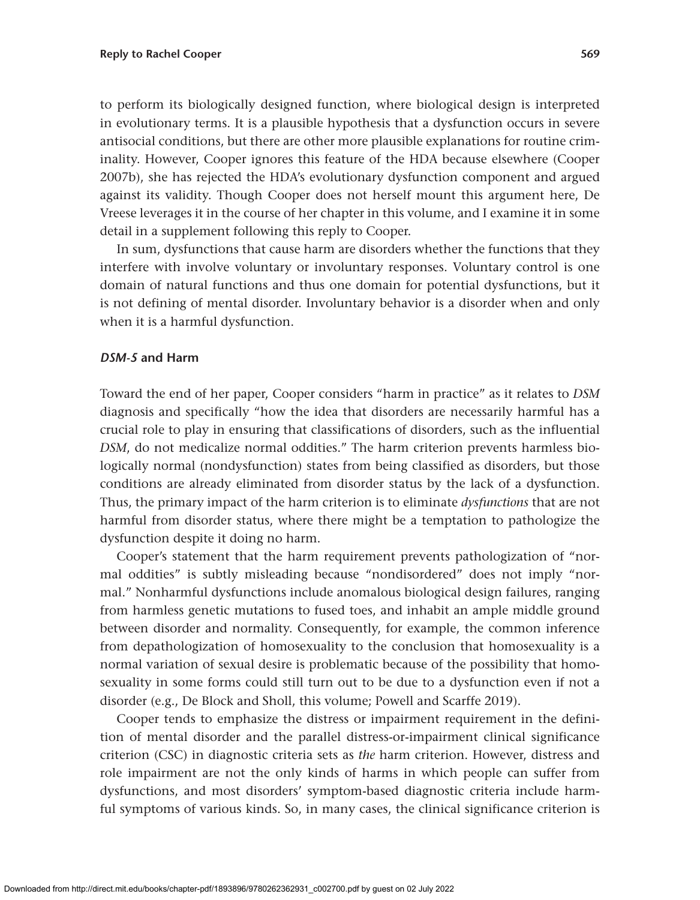to perform its biologically designed function, where biological design is interpreted in evolutionary terms. It is a plausible hypothesis that a dysfunction occurs in severe antisocial conditions, but there are other more plausible explanations for routine criminality. However, Cooper ignores this feature of the HDA because elsewhere (Cooper 2007b), she has rejected the HDA's evolutionary dysfunction component and argued against its validity. Though Cooper does not herself mount this argument here, De Vreese leverages it in the course of her chapter in this volume, and I examine it in some detail in a supplement following this reply to Cooper.

In sum, dysfunctions that cause harm are disorders whether the functions that they interfere with involve voluntary or involuntary responses. Voluntary control is one domain of natural functions and thus one domain for potential dysfunctions, but it is not defining of mental disorder. Involuntary behavior is a disorder when and only when it is a harmful dysfunction.

### *DSM-5* and Harm

Toward the end of her paper, Cooper considers "harm in practice" as it relates to *DSM* diagnosis and specifically "how the idea that disorders are necessarily harmful has a crucial role to play in ensuring that classifications of disorders, such as the influential *DSM*, do not medicalize normal oddities." The harm criterion prevents harmless biologically normal (nondysfunction) states from being classified as disorders, but those conditions are already eliminated from disorder status by the lack of a dysfunction. Thus, the primary impact of the harm criterion is to eliminate *dysfunctions* that are not harmful from disorder status, where there might be a temptation to pathologize the dysfunction despite it doing no harm.

Cooper's statement that the harm requirement prevents pathologization of "normal oddities" is subtly misleading because "nondisordered" does not imply "normal." Nonharmful dysfunctions include anomalous biological design failures, ranging from harmless genetic mutations to fused toes, and inhabit an ample middle ground between disorder and normality. Consequently, for example, the common inference from depathologization of homosexuality to the conclusion that homosexuality is a normal variation of sexual desire is problematic because of the possibility that homosexuality in some forms could still turn out to be due to a dysfunction even if not a disorder (e.g., De Block and Sholl, this volume; Powell and Scarffe 2019).

Cooper tends to emphasize the distress or impairment requirement in the definition of mental disorder and the parallel distress-or-impairment clinical significance criterion (CSC) in diagnostic criteria sets as *the* harm criterion. However, distress and role impairment are not the only kinds of harms in which people can suffer from dysfunctions, and most disorders' symptom-based diagnostic criteria include harmful symptoms of various kinds. So, in many cases, the clinical significance criterion is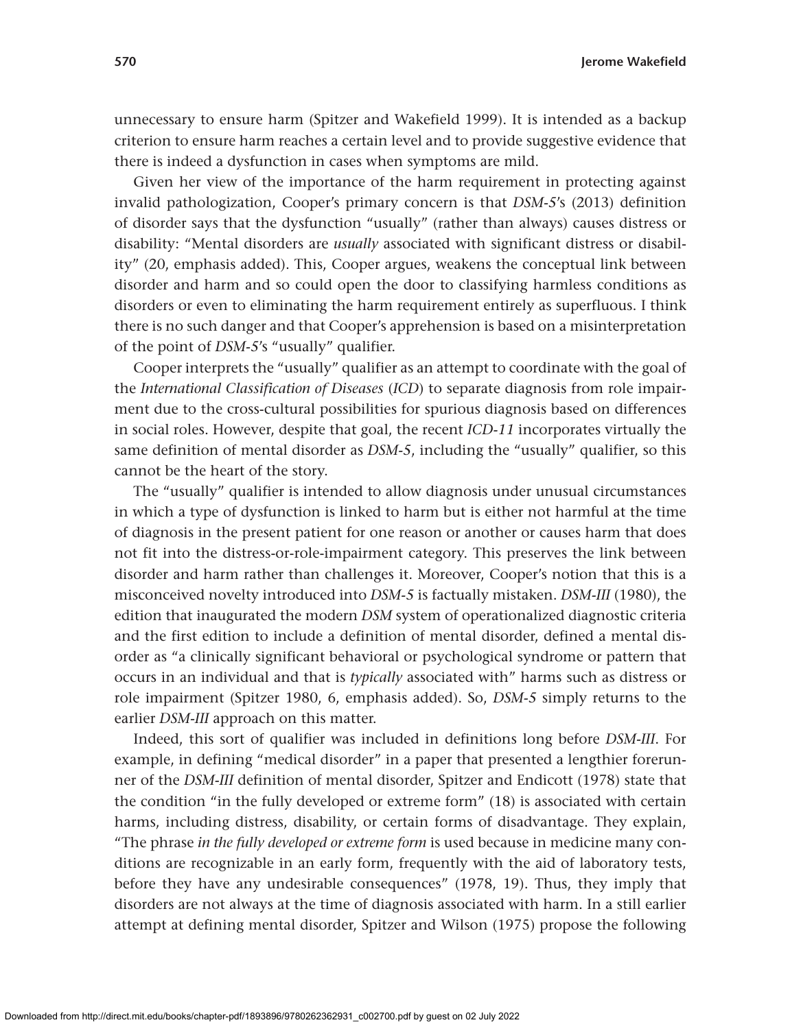unnecessary to ensure harm (Spitzer and Wakefield 1999). It is intended as a backup criterion to ensure harm reaches a certain level and to provide suggestive evidence that there is indeed a dysfunction in cases when symptoms are mild.

Given her view of the importance of the harm requirement in protecting against invalid pathologization, Cooper's primary concern is that *DSM-5*'s (2013) definition of disorder says that the dysfunction "usually" (rather than always) causes distress or disability: "Mental disorders are *usually* associated with significant distress or disability" (20, emphasis added). This, Cooper argues, weakens the conceptual link between disorder and harm and so could open the door to classifying harmless conditions as disorders or even to eliminating the harm requirement entirely as superfluous. I think there is no such danger and that Cooper's apprehension is based on a misinterpretation of the point of *DSM-5*'s "usually" qualifier.

Cooper interprets the "usually" qualifier as an attempt to coordinate with the goal of the *International Classification of Diseases* (*ICD*) to separate diagnosis from role impairment due to the cross-cultural possibilities for spurious diagnosis based on differences in social roles. However, despite that goal, the recent *ICD-11* incorporates virtually the same definition of mental disorder as *DSM-5*, including the "usually" qualifier, so this cannot be the heart of the story.

The "usually" qualifier is intended to allow diagnosis under unusual circumstances in which a type of dysfunction is linked to harm but is either not harmful at the time of diagnosis in the present patient for one reason or another or causes harm that does not fit into the distress-or-role-impairment category. This preserves the link between disorder and harm rather than challenges it. Moreover, Cooper's notion that this is a misconceived novelty introduced into *DSM-5* is factually mistaken. *DSM-III* (1980), the edition that inaugurated the modern *DSM* system of operationalized diagnostic criteria and the first edition to include a definition of mental disorder, defined a mental disorder as "a clinically significant behavioral or psychological syndrome or pattern that occurs in an individual and that is *typically* associated with" harms such as distress or role impairment (Spitzer 1980, 6, emphasis added). So, *DSM-5* simply returns to the earlier *DSM-III* approach on this matter.

Indeed, this sort of qualifier was included in definitions long before *DSM-III*. For example, in defining "medical disorder" in a paper that presented a lengthier forerunner of the *DSM-III* definition of mental disorder, Spitzer and Endicott (1978) state that the condition "in the fully developed or extreme form" (18) is associated with certain harms, including distress, disability, or certain forms of disadvantage. They explain, "The phrase *in the fully developed or extreme form* is used because in medicine many conditions are recognizable in an early form, frequently with the aid of laboratory tests, before they have any undesirable consequences" (1978, 19). Thus, they imply that disorders are not always at the time of diagnosis associated with harm. In a still earlier attempt at defining mental disorder, Spitzer and Wilson (1975) propose the following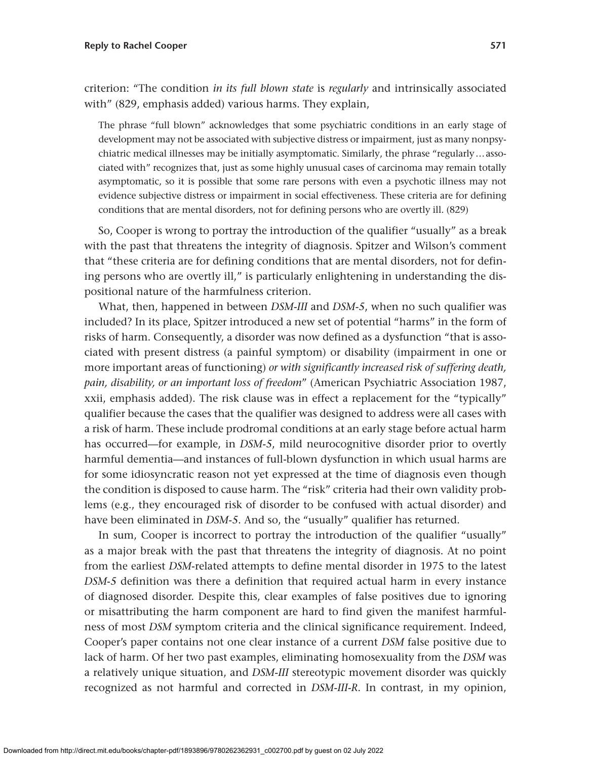criterion: "The condition *in its full blown state* is *regularly* and intrinsically associated with" (829, emphasis added) various harms. They explain,

> The phrase "full blown" acknowledges that some psychiatric conditions in an early stage of development may not be associated with subjective distress or impairment, just as many nonpsychiatric medical illnesses may be initially asymptomatic. Similarly, the phrase "regularly … associated with" recognizes that, just as some highly unusual cases of carcinoma may remain totally asymptomatic, so it is possible that some rare persons with even a psychotic illness may not evidence subjective distress or impairment in social effectiveness. These criteria are for defining conditions that are mental disorders, not for defining persons who are overtly ill. (829)

So, Cooper is wrong to portray the introduction of the qualifier "usually" as a break with the past that threatens the integrity of diagnosis. Spitzer and Wilson's comment that "these criteria are for defining conditions that are mental disorders, not for defining persons who are overtly ill," is particularly enlightening in understanding the dispositional nature of the harmfulness criterion.

What, then, happened in between *DSM-III* and *DSM-5*, when no such qualifier was included? In its place, Spitzer introduced a new set of potential "harms" in the form of risks of harm. Consequently, a disorder was now defined as a dysfunction "that is associated with present distress (a painful symptom) or disability (impairment in one or more important areas of functioning) *or with significantly increased risk of suffering death, pain, disability, or an important loss of freedom*" (American Psychiatric Association 1987, xxii, emphasis added). The risk clause was in effect a replacement for the "typically" qualifier because the cases that the qualifier was designed to address were all cases with a risk of harm. These include prodromal conditions at an early stage before actual harm has occurred—for example, in *DSM-5*, mild neurocognitive disorder prior to overtly harmful dementia—and instances of full-blown dysfunction in which usual harms are for some idiosyncratic reason not yet expressed at the time of diagnosis even though the condition is disposed to cause harm. The "risk" criteria had their own validity problems (e.g., they encouraged risk of disorder to be confused with actual disorder) and have been eliminated in *DSM-5*. And so, the "usually" qualifier has returned.

In sum, Cooper is incorrect to portray the introduction of the qualifier "usually" as a major break with the past that threatens the integrity of diagnosis. At no point from the earliest *DSM*-related attempts to define mental disorder in 1975 to the latest *DSM-5* definition was there a definition that required actual harm in every instance of diagnosed disorder. Despite this, clear examples of false positives due to ignoring or misattributing the harm component are hard to find given the manifest harmfulness of most *DSM* symptom criteria and the clinical significance requirement. Indeed, Cooper's paper contains not one clear instance of a current *DSM* false positive due to lack of harm. Of her two past examples, eliminating homosexuality from the *DSM* was a relatively unique situation, and *DSM-III* stereotypic movement disorder was quickly recognized as not harmful and corrected in *DSM-III-R*. In contrast, in my opinion,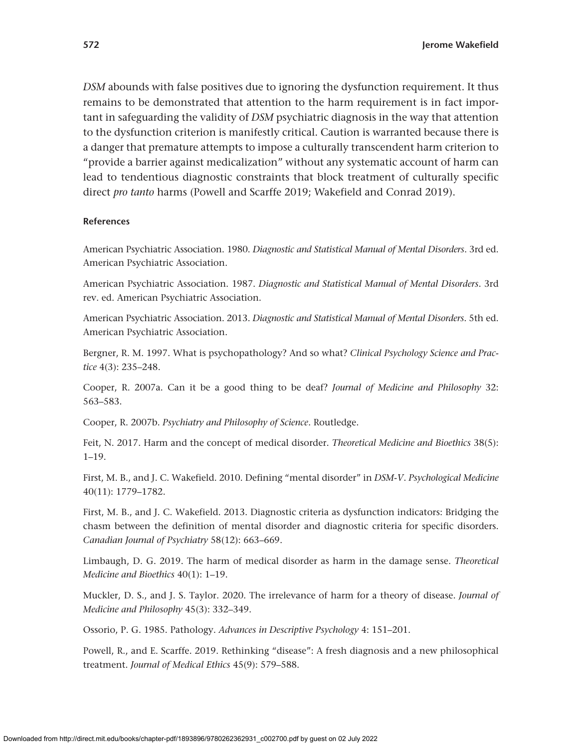*DSM* abounds with false positives due to ignoring the dysfunction requirement. It thus remains to be demonstrated that attention to the harm requirement is in fact important in safeguarding the validity of *DSM* psychiatric diagnosis in the way that attention to the dysfunction criterion is manifestly critical. Caution is warranted because there is a danger that premature attempts to impose a culturally transcendent harm criterion to "provide a barrier against medicalization" without any systematic account of harm can lead to tendentious diagnostic constraints that block treatment of culturally specific direct *pro tanto* harms (Powell and Scarffe 2019; Wakefield and Conrad 2019).

#### References

American Psychiatric Association. 1980. *Diagnostic and Statistical Manual of Mental Disorders*. 3rd ed. American Psychiatric Association.

American Psychiatric Association. 1987. *Diagnostic and Statistical Manual of Mental Disorders*. 3rd rev. ed. American Psychiatric Association.

American Psychiatric Association. 2013. *Diagnostic and Statistical Manual of Mental Disorders*. 5th ed. American Psychiatric Association.

Bergner, R. M. 1997. What is psychopathology? And so what? *Clinical Psychology Science and Practice* 4(3): 235–248.

Cooper, R. 2007a. Can it be a good thing to be deaf? *Journal of Medicine and Philosophy* 32: 563–583.

Cooper, R. 2007b. *Psychiatry and Philosophy of Science*. Routledge.

Feit, N. 2017. Harm and the concept of medical disorder. *Theoretical Medicine and Bioethics* 38(5): 1–19.

First, M. B., and J. C. Wakefield. 2010. Defining "mental disorder" in *DSM-V*. *Psychological Medicine* 40(11): 1779–1782.

First, M. B., and J. C. Wakefield. 2013. Diagnostic criteria as dysfunction indicators: Bridging the chasm between the definition of mental disorder and diagnostic criteria for specific disorders. *Canadian Journal of Psychiatry* 58(12): 663–669.

Limbaugh, D. G. 2019. The harm of medical disorder as harm in the damage sense. *Theoretical Medicine and Bioethics* 40(1): 1–19.

Muckler, D. S., and J. S. Taylor. 2020. The irrelevance of harm for a theory of disease. *Journal of Medicine and Philosophy* 45(3): 332–349.

Ossorio, P. G. 1985. Pathology. *Advances in Descriptive Psychology* 4: 151–201.

Powell, R., and E. Scarffe. 2019. Rethinking "disease": A fresh diagnosis and a new philosophical treatment. *Journal of Medical Ethics* 45(9): 579–588.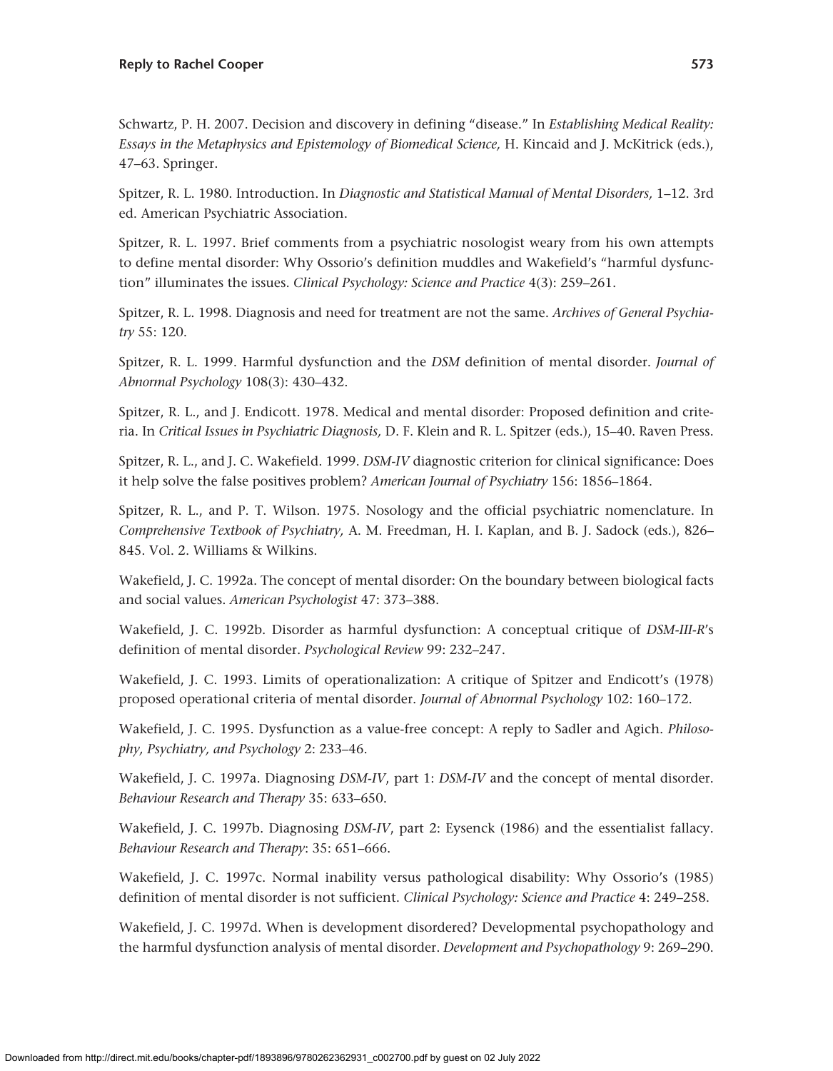Schwartz, P. H. 2007. Decision and discovery in defining "disease." In *Establishing Medical Reality: Essays in the Metaphysics and Epistemology of Biomedical Science,* H. Kincaid and J. McKitrick (eds.), 47–63. Springer.

Spitzer, R. L. 1980. Introduction. In *Diagnostic and Statistical Manual of Mental Disorders,* 1–12. 3rd ed. American Psychiatric Association.

Spitzer, R. L. 1997. Brief comments from a psychiatric nosologist weary from his own attempts to define mental disorder: Why Ossorio's definition muddles and Wakefield's "harmful dysfunction" illuminates the issues. *Clinical Psychology: Science and Practice* 4(3): 259–261.

Spitzer, R. L. 1998. Diagnosis and need for treatment are not the same. *Archives of General Psychiatry* 55: 120.

Spitzer, R. L. 1999. Harmful dysfunction and the *DSM* definition of mental disorder. *Journal of Abnormal Psychology* 108(3): 430–432.

Spitzer, R. L., and J. Endicott. 1978. Medical and mental disorder: Proposed definition and criteria. In *Critical Issues in Psychiatric Diagnosis,* D. F. Klein and R. L. Spitzer (eds.), 15–40. Raven Press.

Spitzer, R. L., and J. C. Wakefield. 1999. *DSM-IV* diagnostic criterion for clinical significance: Does it help solve the false positives problem? *American Journal of Psychiatry* 156: 1856–1864.

Spitzer, R. L., and P. T. Wilson. 1975. Nosology and the official psychiatric nomenclature. In *Comprehensive Textbook of Psychiatry,* A. M. Freedman, H. I. Kaplan, and B. J. Sadock (eds.), 826–845. Vol. 2. Williams & Wilkins.

Wakefield, J. C. 1992a. The concept of mental disorder: On the boundary between biological facts and social values. *American Psychologist* 47: 373–388.

Wakefield, J. C. 1992b. Disorder as harmful dysfunction: A conceptual critique of *DSM-III-R*'s definition of mental disorder. *Psychological Review* 99: 232–247.

Wakefield, J. C. 1993. Limits of operationalization: A critique of Spitzer and Endicott's (1978) proposed operational criteria of mental disorder. *Journal of Abnormal Psychology* 102: 160–172.

Wakefield, J. C. 1995. Dysfunction as a value-free concept: A reply to Sadler and Agich. *Philosophy, Psychiatry, and Psychology* 2: 233–46.

Wakefield, J. C. 1997a. Diagnosing *DSM-IV*, part 1: *DSM-IV* and the concept of mental disorder. *Behaviour Research and Therapy* 35: 633–650.

Wakefield, J. C. 1997b. Diagnosing *DSM-IV*, part 2: Eysenck (1986) and the essentialist fallacy. *Behaviour Research and Therapy*: 35: 651–666.

Wakefield, J. C. 1997c. Normal inability versus pathological disability: Why Ossorio's (1985) definition of mental disorder is not sufficient. *Clinical Psychology: Science and Practice* 4: 249–258.

Wakefield, J. C. 1997d. When is development disordered? Developmental psychopathology and the harmful dysfunction analysis of mental disorder. *Development and Psychopathology* 9: 269–290.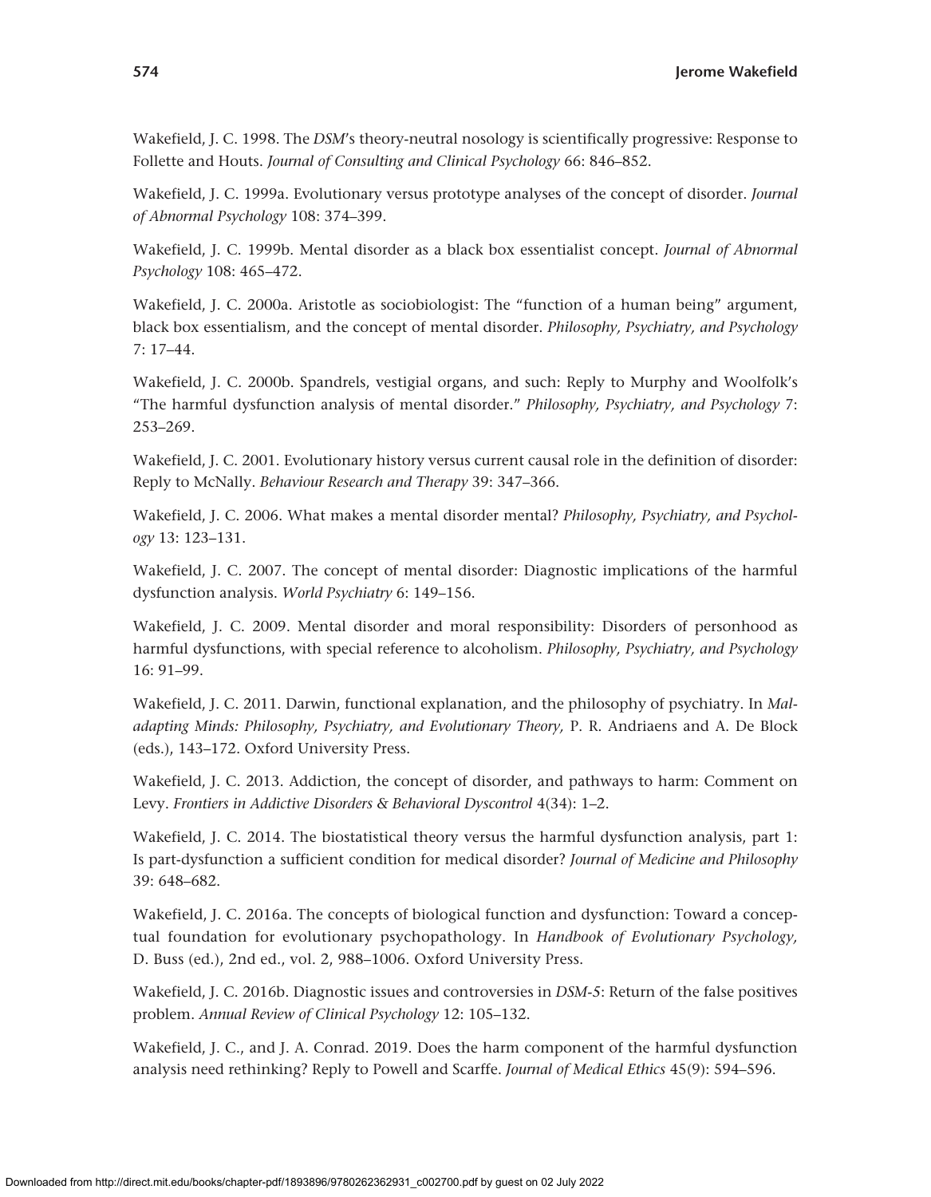Wakefield, J. C. 1998. The *DSM*'s theory-neutral nosology is scientifically progressive: Response to Follette and Houts. *Journal of Consulting and Clinical Psychology* 66: 846–852.

Wakefield, J. C. 1999a. Evolutionary versus prototype analyses of the concept of disorder. *Journal of Abnormal Psychology* 108: 374–399.

Wakefield, J. C. 1999b. Mental disorder as a black box essentialist concept. *Journal of Abnormal Psychology* 108: 465–472.

Wakefield, J. C. 2000a. Aristotle as sociobiologist: The "function of a human being" argument, black box essentialism, and the concept of mental disorder. *Philosophy, Psychiatry, and Psychology* 7: 17–44.

Wakefield, J. C. 2000b. Spandrels, vestigial organs, and such: Reply to Murphy and Woolfolk's "The harmful dysfunction analysis of mental disorder." *Philosophy, Psychiatry, and Psychology* 7: 253–269.

Wakefield, J. C. 2001. Evolutionary history versus current causal role in the definition of disorder: Reply to McNally. *Behaviour Research and Therapy* 39: 347–366.

Wakefield, J. C. 2006. What makes a mental disorder mental? *Philosophy, Psychiatry, and Psychology* 13: 123–131.

Wakefield, J. C. 2007. The concept of mental disorder: Diagnostic implications of the harmful dysfunction analysis. *World Psychiatry* 6: 149–156.

Wakefield, J. C. 2009. Mental disorder and moral responsibility: Disorders of personhood as harmful dysfunctions, with special reference to alcoholism. *Philosophy, Psychiatry, and Psychology* 16: 91–99.

Wakefield, J. C. 2011. Darwin, functional explanation, and the philosophy of psychiatry. In *Maladapting Minds: Philosophy, Psychiatry, and Evolutionary Theory,* P. R. Andriaens and A. De Block (eds.), 143–172. Oxford University Press.

Wakefield, J. C. 2013. Addiction, the concept of disorder, and pathways to harm: Comment on Levy. *Frontiers in Addictive Disorders & Behavioral Dyscontrol* 4(34): 1–2.

Wakefield, J. C. 2014. The biostatistical theory versus the harmful dysfunction analysis, part 1: Is part-dysfunction a sufficient condition for medical disorder? *Journal of Medicine and Philosophy* 39: 648–682.

Wakefield, J. C. 2016a. The concepts of biological function and dysfunction: Toward a conceptual foundation for evolutionary psychopathology. In *Handbook of Evolutionary Psychology,* D. Buss (ed.), 2nd ed., vol. 2, 988–1006. Oxford University Press.

Wakefield, J. C. 2016b. Diagnostic issues and controversies in *DSM-5*: Return of the false positives problem. *Annual Review of Clinical Psychology* 12: 105–132.

Wakefield, J. C., and J. A. Conrad. 2019. Does the harm component of the harmful dysfunction analysis need rethinking? Reply to Powell and Scarffe. *Journal of Medical Ethics* 45(9): 594–596.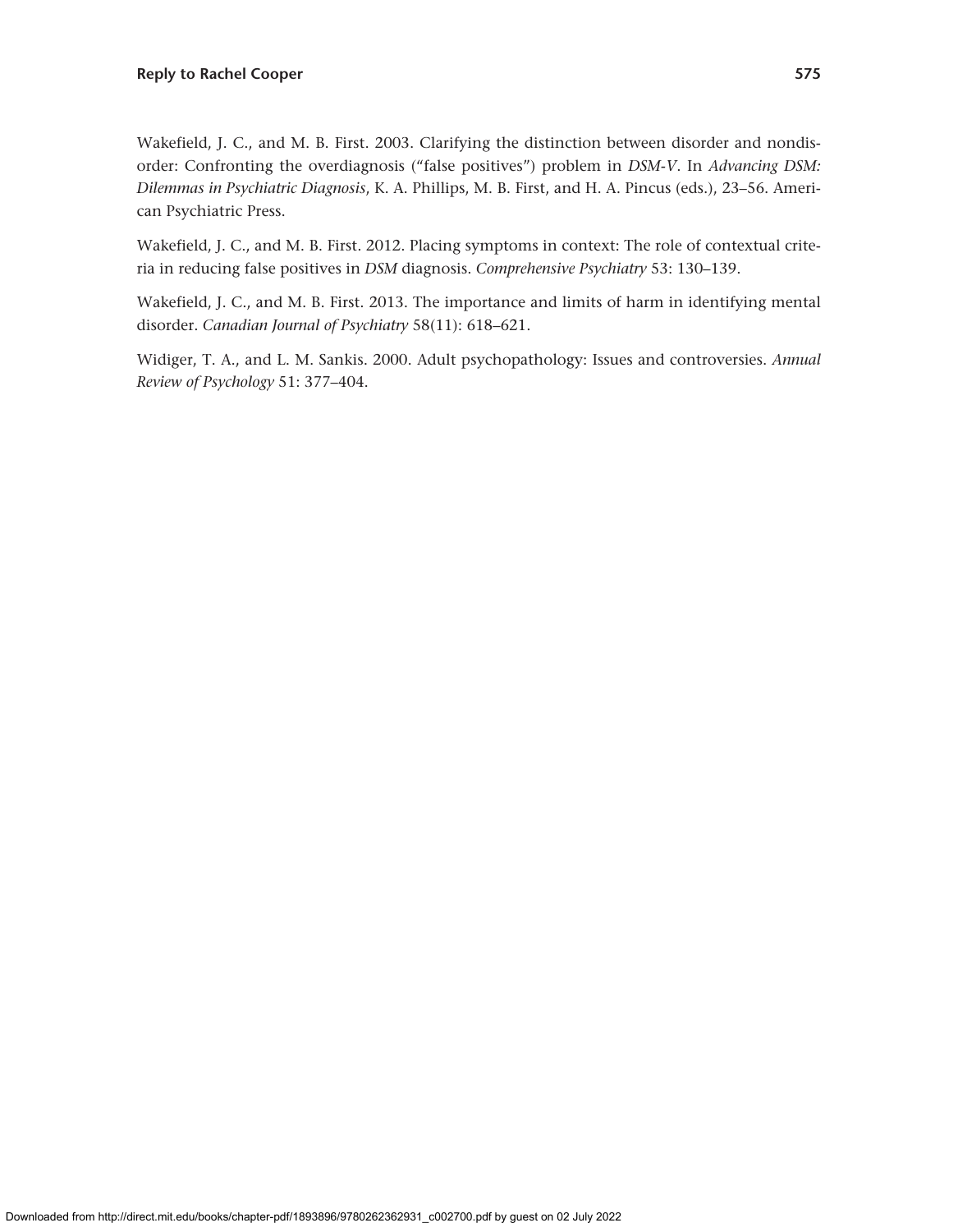Wakefield, J. C., and M. B. First. 2003. Clarifying the distinction between disorder and nondisorder: Confronting the overdiagnosis ("false positives") problem in *DSM-V*. In *Advancing DSM: Dilemmas in Psychiatric Diagnosis*, K. A. Phillips, M. B. First, and H. A. Pincus (eds.), 23–56. American Psychiatric Press.

Wakefield, J. C., and M. B. First. 2012. Placing symptoms in context: The role of contextual criteria in reducing false positives in *DSM* diagnosis. *Comprehensive Psychiatry* 53: 130–139.

Wakefield, J. C., and M. B. First. 2013. The importance and limits of harm in identifying mental disorder. *Canadian Journal of Psychiatry* 58(11): 618–621.

Widiger, T. A., and L. M. Sankis. 2000. Adult psychopathology: Issues and controversies. *Annual Review of Psychology* 51: 377–404.